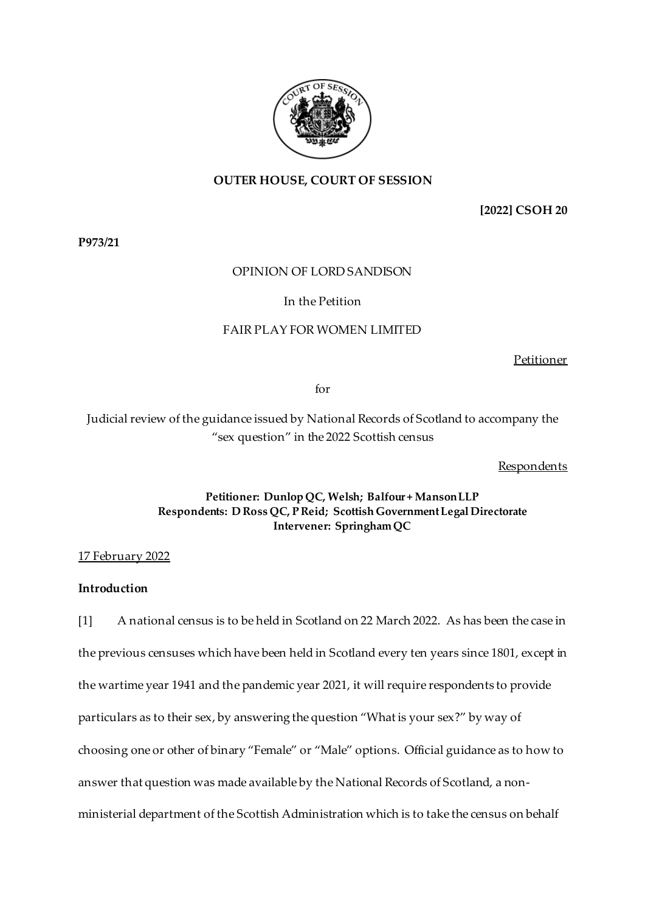**OUTER HOUSE, COURT OF SESSION**

**[2022] CSOH 20**

**P973/21**

OPINION OF LORD SANDISON

In the Petition

FAIR PLAY FOR WOMEN LIMITED

Petitioner

for

Judicial review of the guidance issued by National Records of Scotland to accompany the "sex question" in the 2022 Scottish census

Respondents

**Petitioner: Dunlop QC, Welsh; Balfour + Manson LLP**
**Respondents: D Ross QC, P Reid; Scottish Government Legal Directorate**
**Intervener: Springham QC**

17 February 2022

**Introduction**

[1] A national census is to be held in Scotland on 22 March 2022. As has been the case in the previous censuses which have been held in Scotland every ten years since 1801, except in the wartime year 1941 and the pandemic year 2021, it will require respondents to provide particulars as to their sex, by answering the question "What is your sex?" by way of choosing one or other of binary "Female" or "Male" options. Official guidance as to how to answer that question was made available by the National Records of Scotland, a non-ministerial department of the Scottish Administration which is to take the census on behalf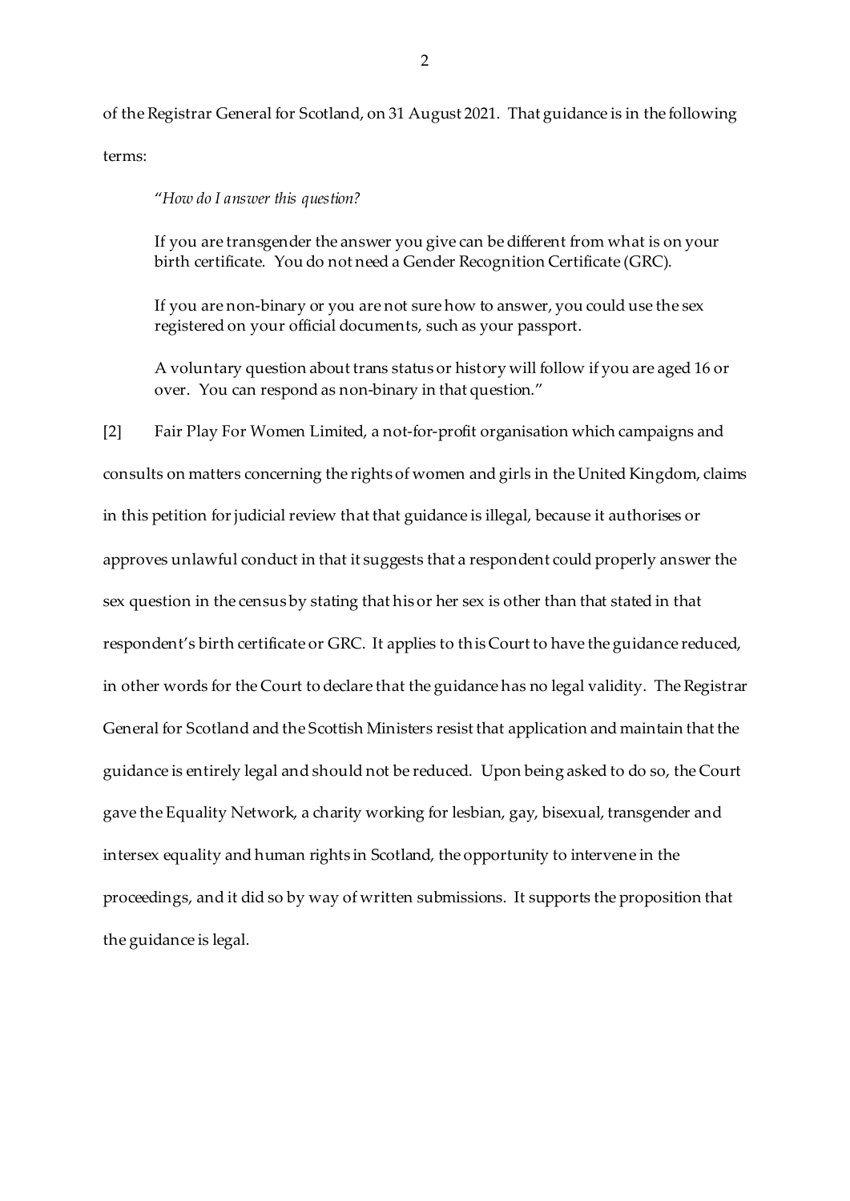of the Registrar General for Scotland, on 31 August 2021. That guidance is in the following terms:

> "*How do I answer this question?*
>
> If you are transgender the answer you give can be different from what is on your birth certificate. You do not need a Gender Recognition Certificate (GRC).
>
> If you are non-binary or you are not sure how to answer, you could use the sex registered on your official documents, such as your passport.
>
> A voluntary question about trans status or history will follow if you are aged 16 or over. You can respond as non-binary in that question."

[2] Fair Play For Women Limited, a not-for-profit organisation which campaigns and consults on matters concerning the rights of women and girls in the United Kingdom, claims in this petition for judicial review that that guidance is illegal, because it authorises or approves unlawful conduct in that it suggests that a respondent could properly answer the sex question in the census by stating that his or her sex is other than that stated in that respondent's birth certificate or GRC. It applies to this Court to have the guidance reduced, in other words for the Court to declare that the guidance has no legal validity. The Registrar General for Scotland and the Scottish Ministers resist that application and maintain that the guidance is entirely legal and should not be reduced. Upon being asked to do so, the Court gave the Equality Network, a charity working for lesbian, gay, bisexual, transgender and intersex equality and human rights in Scotland, the opportunity to intervene in the proceedings, and it did so by way of written submissions. It supports the proposition that the guidance is legal.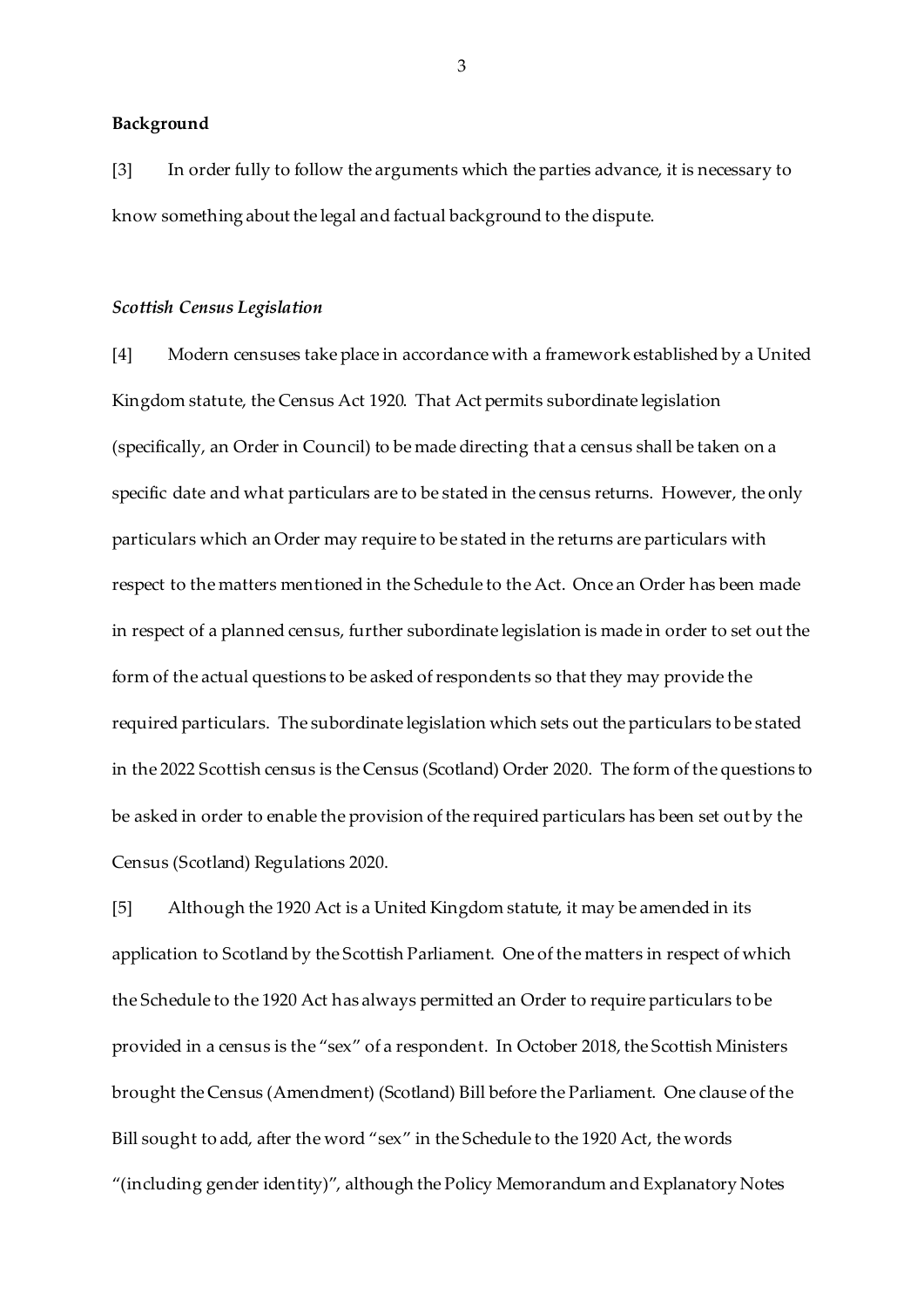**Background**

[3] In order fully to follow the arguments which the parties advance, it is necessary to know something about the legal and factual background to the dispute.

***Scottish Census Legislation***

[4] Modern censuses take place in accordance with a framework established by a United Kingdom statute, the Census Act 1920. That Act permits subordinate legislation (specifically, an Order in Council) to be made directing that a census shall be taken on a specific date and what particulars are to be stated in the census returns. However, the only particulars which an Order may require to be stated in the returns are particulars with respect to the matters mentioned in the Schedule to the Act. Once an Order has been made in respect of a planned census, further subordinate legislation is made in order to set out the form of the actual questions to be asked of respondents so that they may provide the required particulars. The subordinate legislation which sets out the particulars to be stated in the 2022 Scottish census is the Census (Scotland) Order 2020. The form of the questions to be asked in order to enable the provision of the required particulars has been set out by the Census (Scotland) Regulations 2020.

[5] Although the 1920 Act is a United Kingdom statute, it may be amended in its application to Scotland by the Scottish Parliament. One of the matters in respect of which the Schedule to the 1920 Act has always permitted an Order to require particulars to be provided in a census is the "sex" of a respondent. In October 2018, the Scottish Ministers brought the Census (Amendment) (Scotland) Bill before the Parliament. One clause of the Bill sought to add, after the word "sex" in the Schedule to the 1920 Act, the words "(including gender identity)", although the Policy Memorandum and Explanatory Notes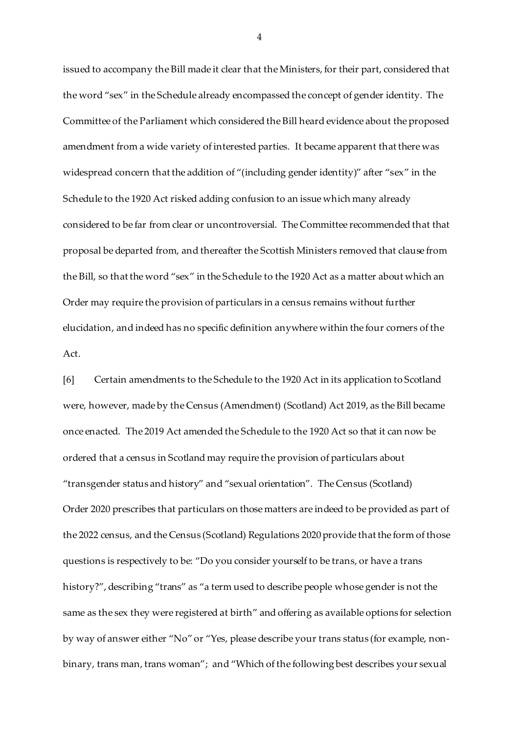issued to accompany the Bill made it clear that the Ministers, for their part, considered that the word "sex" in the Schedule already encompassed the concept of gender identity. The Committee of the Parliament which considered the Bill heard evidence about the proposed amendment from a wide variety of interested parties. It became apparent that there was widespread concern that the addition of "(including gender identity)" after "sex" in the Schedule to the 1920 Act risked adding confusion to an issue which many already considered to be far from clear or uncontroversial. The Committee recommended that that proposal be departed from, and thereafter the Scottish Ministers removed that clause from the Bill, so that the word "sex" in the Schedule to the 1920 Act as a matter about which an Order may require the provision of particulars in a census remains without further elucidation, and indeed has no specific definition anywhere within the four corners of the Act.

[6] Certain amendments to the Schedule to the 1920 Act in its application to Scotland were, however, made by the Census (Amendment) (Scotland) Act 2019, as the Bill became once enacted. The 2019 Act amended the Schedule to the 1920 Act so that it can now be ordered that a census in Scotland may require the provision of particulars about "transgender status and history" and "sexual orientation". The Census (Scotland) Order 2020 prescribes that particulars on those matters are indeed to be provided as part of the 2022 census, and the Census (Scotland) Regulations 2020 provide that the form of those questions is respectively to be: "Do you consider yourself to be trans, or have a trans history?", describing "trans" as "a term used to describe people whose gender is not the same as the sex they were registered at birth" and offering as available options for selection by way of answer either "No" or "Yes, please describe your trans status (for example, non-binary, trans man, trans woman"; and "Which of the following best describes your sexual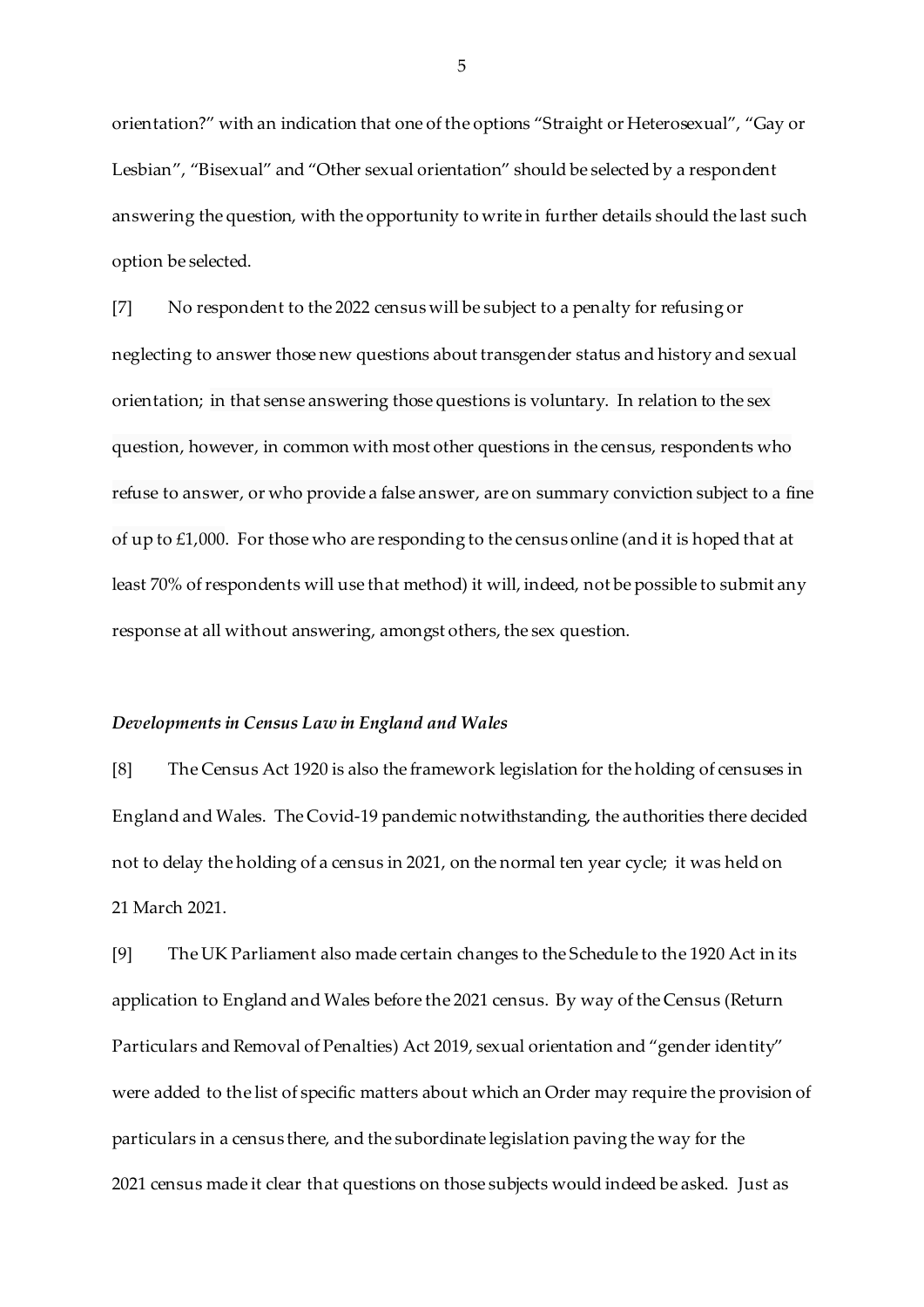orientation?" with an indication that one of the options "Straight or Heterosexual", "Gay or Lesbian", "Bisexual" and "Other sexual orientation" should be selected by a respondent answering the question, with the opportunity to write in further details should the last such option be selected.

[7] No respondent to the 2022 census will be subject to a penalty for refusing or neglecting to answer those new questions about transgender status and history and sexual orientation; in that sense answering those questions is voluntary. In relation to the sex question, however, in common with most other questions in the census, respondents who refuse to answer, or who provide a false answer, are on summary conviction subject to a fine of up to £1,000. For those who are responding to the census online (and it is hoped that at least 70% of respondents will use that method) it will, indeed, not be possible to submit any response at all without answering, amongst others, the sex question.

### *Developments in Census Law in England and Wales*

[8] The Census Act 1920 is also the framework legislation for the holding of censuses in England and Wales. The Covid-19 pandemic notwithstanding, the authorities there decided not to delay the holding of a census in 2021, on the normal ten year cycle; it was held on 21 March 2021.

[9] The UK Parliament also made certain changes to the Schedule to the 1920 Act in its application to England and Wales before the 2021 census. By way of the Census (Return Particulars and Removal of Penalties) Act 2019, sexual orientation and "gender identity" were added to the list of specific matters about which an Order may require the provision of particulars in a census there, and the subordinate legislation paving the way for the 2021 census made it clear that questions on those subjects would indeed be asked. Just as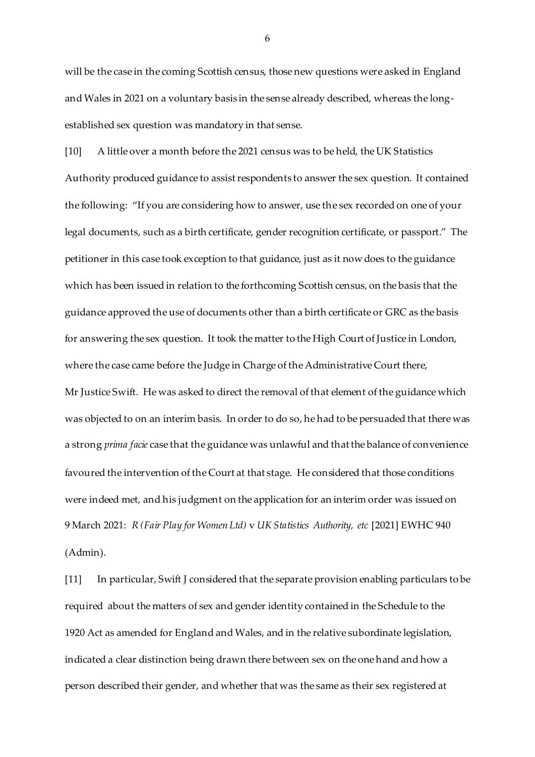will be the case in the coming Scottish census, those new questions were asked in England and Wales in 2021 on a voluntary basis in the sense already described, whereas the long-established sex question was mandatory in that sense.

[10] A little over a month before the 2021 census was to be held, the UK Statistics Authority produced guidance to assist respondents to answer the sex question. It contained the following: "If you are considering how to answer, use the sex recorded on one of your legal documents, such as a birth certificate, gender recognition certificate, or passport." The petitioner in this case took exception to that guidance, just as it now does to the guidance which has been issued in relation to the forthcoming Scottish census, on the basis that the guidance approved the use of documents other than a birth certificate or GRC as the basis for answering the sex question. It took the matter to the High Court of Justice in London, where the case came before the Judge in Charge of the Administrative Court there, Mr Justice Swift. He was asked to direct the removal of that element of the guidance which was objected to on an interim basis. In order to do so, he had to be persuaded that there was a strong *prima facie* case that the guidance was unlawful and that the balance of convenience favoured the intervention of the Court at that stage. He considered that those conditions were indeed met, and his judgment on the application for an interim order was issued on 9 March 2021: *R (Fair Play for Women Ltd)* v *UK Statistics Authority, etc* [2021] EWHC 940 (Admin).

[11] In particular, Swift J considered that the separate provision enabling particulars to be required about the matters of sex and gender identity contained in the Schedule to the 1920 Act as amended for England and Wales, and in the relative subordinate legislation, indicated a clear distinction being drawn there between sex on the one hand and how a person described their gender, and whether that was the same as their sex registered at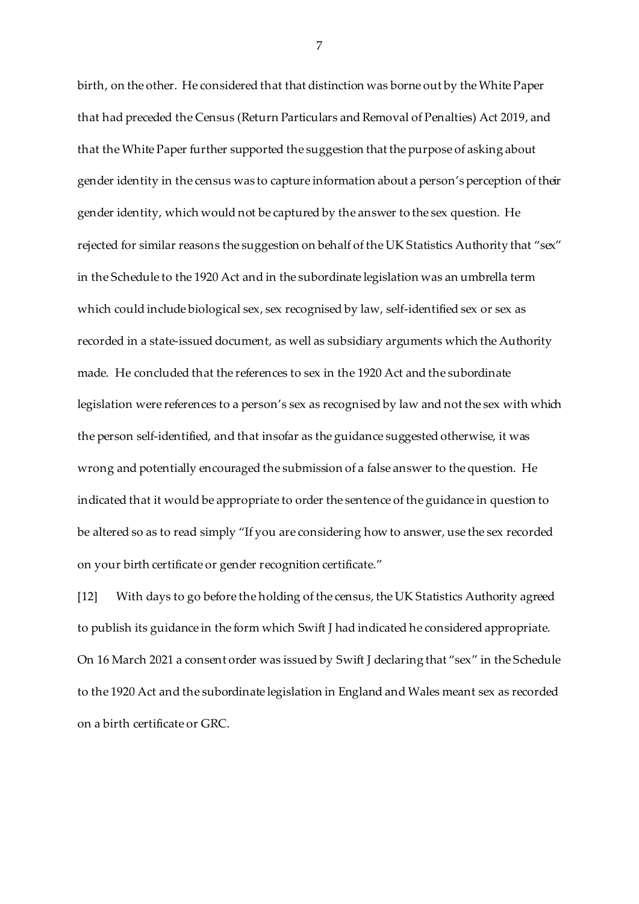birth, on the other. He considered that that distinction was borne out by the White Paper that had preceded the Census (Return Particulars and Removal of Penalties) Act 2019, and that the White Paper further supported the suggestion that the purpose of asking about gender identity in the census was to capture information about a person's perception of their gender identity, which would not be captured by the answer to the sex question. He rejected for similar reasons the suggestion on behalf of the UK Statistics Authority that "sex" in the Schedule to the 1920 Act and in the subordinate legislation was an umbrella term which could include biological sex, sex recognised by law, self-identified sex or sex as recorded in a state-issued document, as well as subsidiary arguments which the Authority made. He concluded that the references to sex in the 1920 Act and the subordinate legislation were references to a person's sex as recognised by law and not the sex with which the person self-identified, and that insofar as the guidance suggested otherwise, it was wrong and potentially encouraged the submission of a false answer to the question. He indicated that it would be appropriate to order the sentence of the guidance in question to be altered so as to read simply "If you are considering how to answer, use the sex recorded on your birth certificate or gender recognition certificate."

[12] With days to go before the holding of the census, the UK Statistics Authority agreed to publish its guidance in the form which Swift J had indicated he considered appropriate. On 16 March 2021 a consent order was issued by Swift J declaring that "sex" in the Schedule to the 1920 Act and the subordinate legislation in England and Wales meant sex as recorded on a birth certificate or GRC.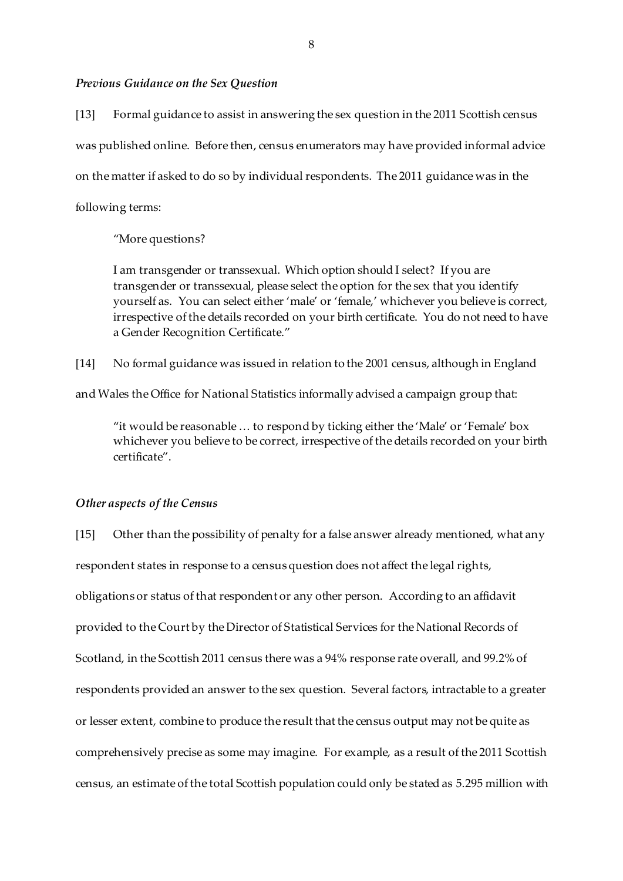*Previous Guidance on the Sex Question*

[13] Formal guidance to assist in answering the sex question in the 2011 Scottish census was published online. Before then, census enumerators may have provided informal advice on the matter if asked to do so by individual respondents. The 2011 guidance was in the following terms:

> "More questions?
>
> I am transgender or transsexual. Which option should I select? If you are transgender or transsexual, please select the option for the sex that you identify yourself as. You can select either 'male' or 'female,' whichever you believe is correct, irrespective of the details recorded on your birth certificate. You do not need to have a Gender Recognition Certificate."

[14] No formal guidance was issued in relation to the 2001 census, although in England and Wales the Office for National Statistics informally advised a campaign group that:

> "it would be reasonable … to respond by ticking either the 'Male' or 'Female' box whichever you believe to be correct, irrespective of the details recorded on your birth certificate".

*Other aspects of the Census*

[15] Other than the possibility of penalty for a false answer already mentioned, what any respondent states in response to a census question does not affect the legal rights, obligations or status of that respondent or any other person. According to an affidavit provided to the Court by the Director of Statistical Services for the National Records of Scotland, in the Scottish 2011 census there was a 94% response rate overall, and 99.2% of respondents provided an answer to the sex question. Several factors, intractable to a greater or lesser extent, combine to produce the result that the census output may not be quite as comprehensively precise as some may imagine. For example, as a result of the 2011 Scottish census, an estimate of the total Scottish population could only be stated as 5.295 million with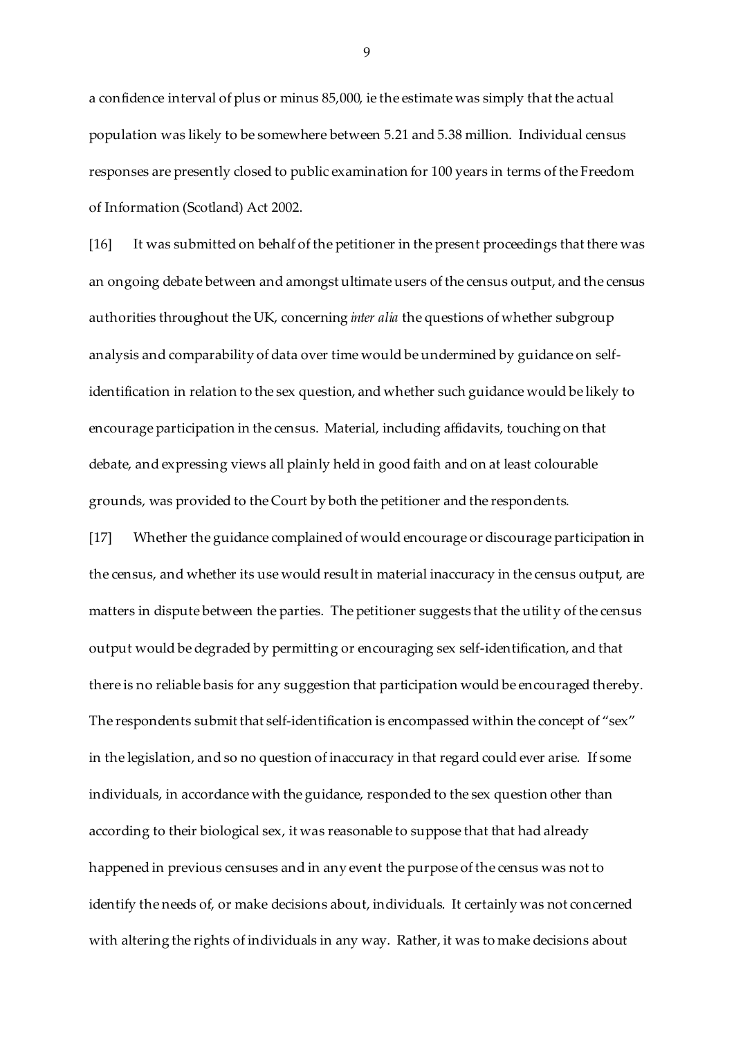a confidence interval of plus or minus 85,000, ie the estimate was simply that the actual population was likely to be somewhere between 5.21 and 5.38 million. Individual census responses are presently closed to public examination for 100 years in terms of the Freedom of Information (Scotland) Act 2002.

[16] It was submitted on behalf of the petitioner in the present proceedings that there was an ongoing debate between and amongst ultimate users of the census output, and the census authorities throughout the UK, concerning *inter alia* the questions of whether subgroup analysis and comparability of data over time would be undermined by guidance on self-identification in relation to the sex question, and whether such guidance would be likely to encourage participation in the census. Material, including affidavits, touching on that debate, and expressing views all plainly held in good faith and on at least colourable grounds, was provided to the Court by both the petitioner and the respondents.

[17] Whether the guidance complained of would encourage or discourage participation in the census, and whether its use would result in material inaccuracy in the census output, are matters in dispute between the parties. The petitioner suggests that the utility of the census output would be degraded by permitting or encouraging sex self-identification, and that there is no reliable basis for any suggestion that participation would be encouraged thereby. The respondents submit that self-identification is encompassed within the concept of "sex" in the legislation, and so no question of inaccuracy in that regard could ever arise. If some individuals, in accordance with the guidance, responded to the sex question other than according to their biological sex, it was reasonable to suppose that that had already happened in previous censuses and in any event the purpose of the census was not to identify the needs of, or make decisions about, individuals. It certainly was not concerned with altering the rights of individuals in any way. Rather, it was to make decisions about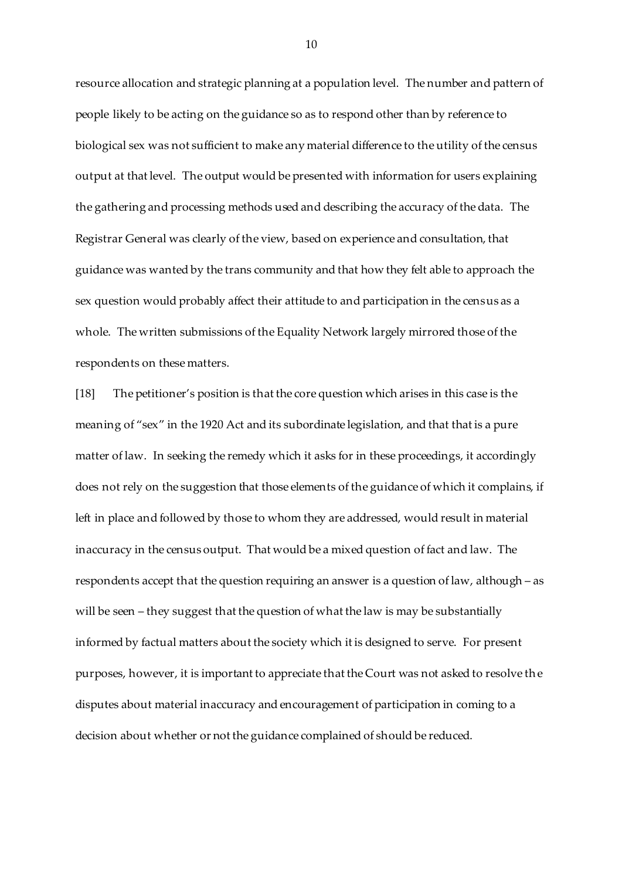resource allocation and strategic planning at a population level. The number and pattern of people likely to be acting on the guidance so as to respond other than by reference to biological sex was not sufficient to make any material difference to the utility of the census output at that level. The output would be presented with information for users explaining the gathering and processing methods used and describing the accuracy of the data. The Registrar General was clearly of the view, based on experience and consultation, that guidance was wanted by the trans community and that how they felt able to approach the sex question would probably affect their attitude to and participation in the census as a whole. The written submissions of the Equality Network largely mirrored those of the respondents on these matters.

[18] The petitioner's position is that the core question which arises in this case is the meaning of "sex" in the 1920 Act and its subordinate legislation, and that that is a pure matter of law. In seeking the remedy which it asks for in these proceedings, it accordingly does not rely on the suggestion that those elements of the guidance of which it complains, if left in place and followed by those to whom they are addressed, would result in material inaccuracy in the census output. That would be a mixed question of fact and law. The respondents accept that the question requiring an answer is a question of law, although – as will be seen – they suggest that the question of what the law is may be substantially informed by factual matters about the society which it is designed to serve. For present purposes, however, it is important to appreciate that the Court was not asked to resolve the disputes about material inaccuracy and encouragement of participation in coming to a decision about whether or not the guidance complained of should be reduced.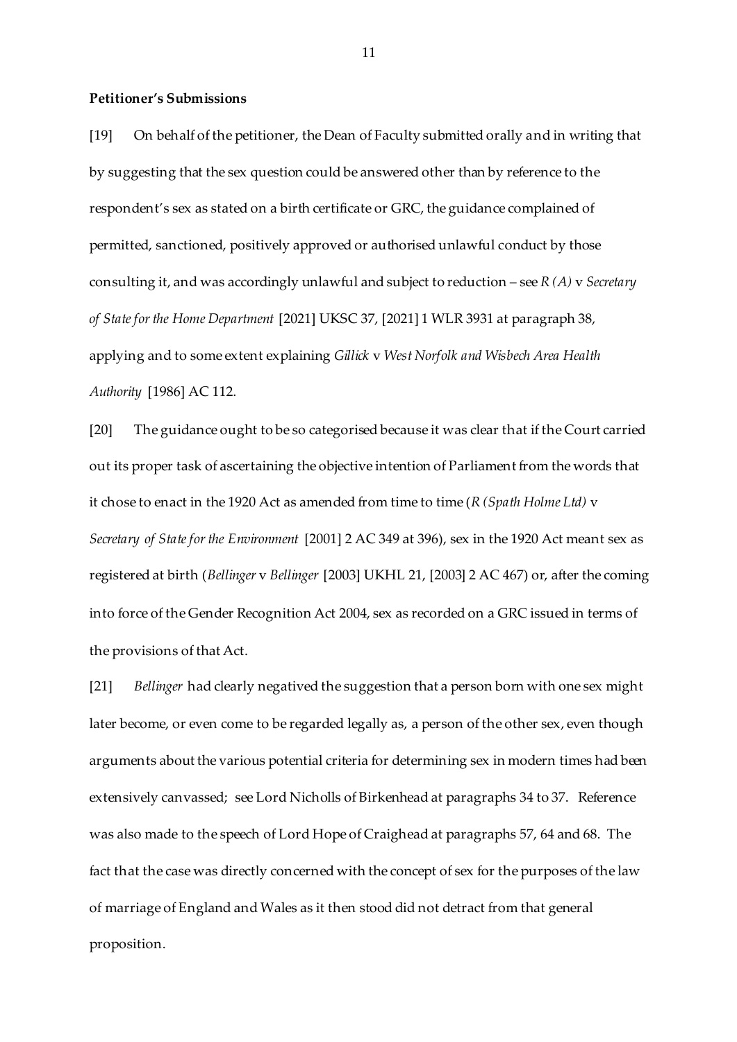**Petitioner's Submissions**

[19] On behalf of the petitioner, the Dean of Faculty submitted orally and in writing that by suggesting that the sex question could be answered other than by reference to the respondent's sex as stated on a birth certificate or GRC, the guidance complained of permitted, sanctioned, positively approved or authorised unlawful conduct by those consulting it, and was accordingly unlawful and subject to reduction – see *R (A)* v *Secretary of State for the Home Department* [2021] UKSC 37, [2021] 1 WLR 3931 at paragraph 38, applying and to some extent explaining *Gillick* v *West Norfolk and Wisbech Area Health Authority* [1986] AC 112.

[20] The guidance ought to be so categorised because it was clear that if the Court carried out its proper task of ascertaining the objective intention of Parliament from the words that it chose to enact in the 1920 Act as amended from time to time (*R (Spath Holme Ltd)* v *Secretary of State for the Environment* [2001] 2 AC 349 at 396), sex in the 1920 Act meant sex as registered at birth (*Bellinger* v *Bellinger* [2003] UKHL 21, [2003] 2 AC 467) or, after the coming into force of the Gender Recognition Act 2004, sex as recorded on a GRC issued in terms of the provisions of that Act.

[21] *Bellinger* had clearly negatived the suggestion that a person born with one sex might later become, or even come to be regarded legally as, a person of the other sex, even though arguments about the various potential criteria for determining sex in modern times had been extensively canvassed; see Lord Nicholls of Birkenhead at paragraphs 34 to 37. Reference was also made to the speech of Lord Hope of Craighead at paragraphs 57, 64 and 68. The fact that the case was directly concerned with the concept of sex for the purposes of the law of marriage of England and Wales as it then stood did not detract from that general proposition.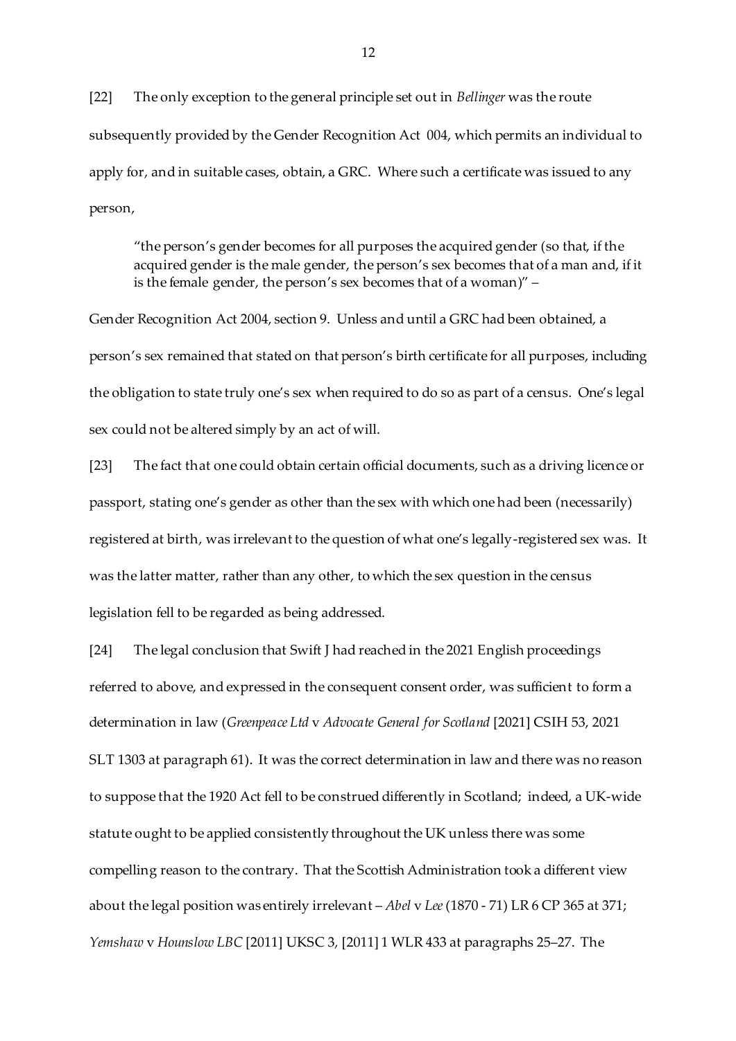[22] The only exception to the general principle set out in *Bellinger* was the route subsequently provided by the Gender Recognition Act 004, which permits an individual to apply for, and in suitable cases, obtain, a GRC. Where such a certificate was issued to any person,

> "the person's gender becomes for all purposes the acquired gender (so that, if the acquired gender is the male gender, the person's sex becomes that of a man and, if it is the female gender, the person's sex becomes that of a woman)" –

Gender Recognition Act 2004, section 9. Unless and until a GRC had been obtained, a person's sex remained that stated on that person's birth certificate for all purposes, including the obligation to state truly one's sex when required to do so as part of a census. One's legal sex could not be altered simply by an act of will.

[23] The fact that one could obtain certain official documents, such as a driving licence or passport, stating one's gender as other than the sex with which one had been (necessarily) registered at birth, was irrelevant to the question of what one's legally-registered sex was. It was the latter matter, rather than any other, to which the sex question in the census legislation fell to be regarded as being addressed.

[24] The legal conclusion that Swift J had reached in the 2021 English proceedings referred to above, and expressed in the consequent consent order, was sufficient to form a determination in law (*Greenpeace Ltd* v *Advocate General for Scotland* [2021] CSIH 53, 2021 SLT 1303 at paragraph 61). It was the correct determination in law and there was no reason to suppose that the 1920 Act fell to be construed differently in Scotland; indeed, a UK-wide statute ought to be applied consistently throughout the UK unless there was some compelling reason to the contrary. That the Scottish Administration took a different view about the legal position was entirely irrelevant – *Abel* v *Lee* (1870 - 71) LR 6 CP 365 at 371; *Yemshaw* v *Hounslow LBC* [2011] UKSC 3, [2011] 1 WLR 433 at paragraphs 25–27. The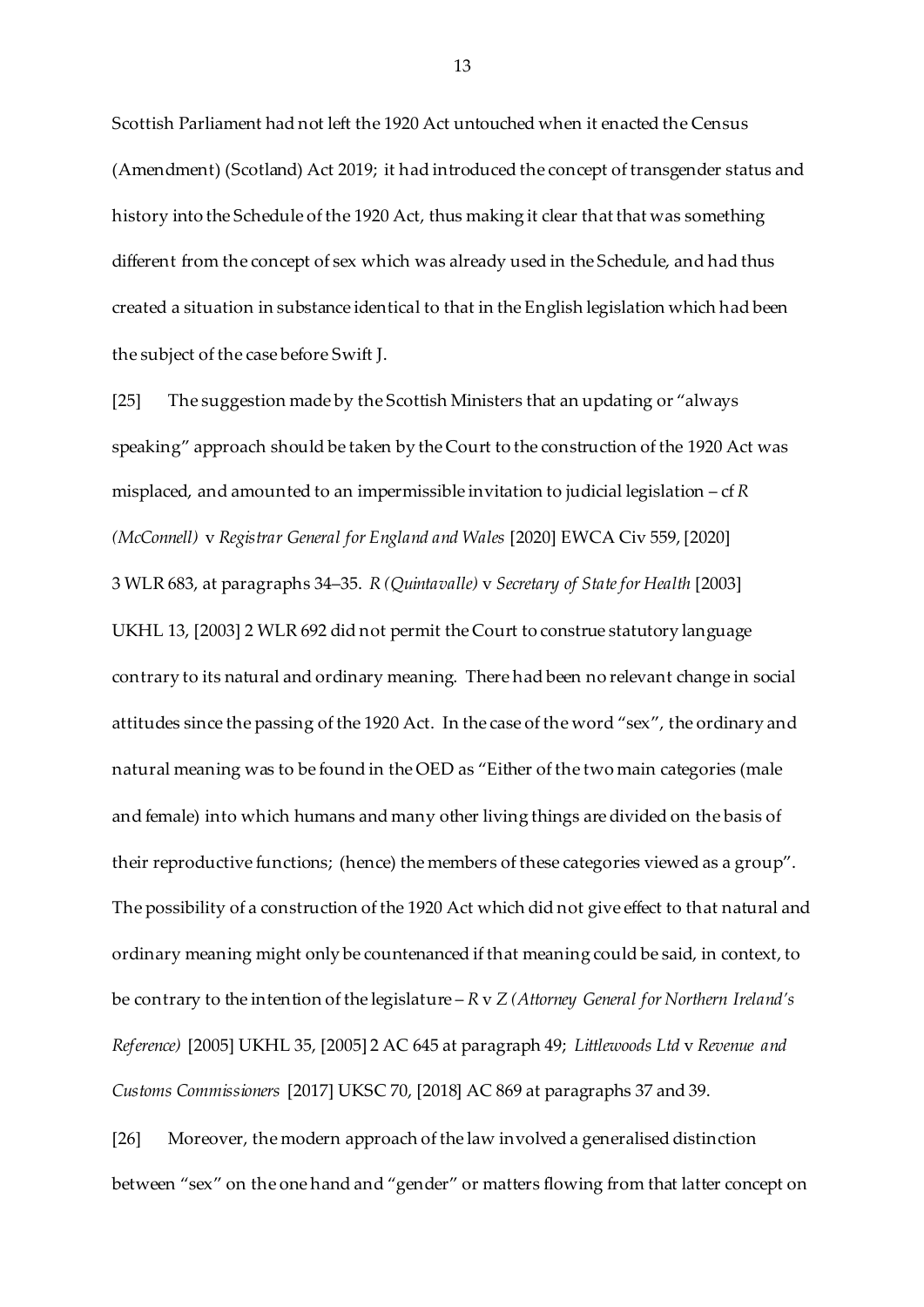Scottish Parliament had not left the 1920 Act untouched when it enacted the Census (Amendment) (Scotland) Act 2019; it had introduced the concept of transgender status and history into the Schedule of the 1920 Act, thus making it clear that that was something different from the concept of sex which was already used in the Schedule, and had thus created a situation in substance identical to that in the English legislation which had been the subject of the case before Swift J.

[25] The suggestion made by the Scottish Ministers that an updating or "always speaking" approach should be taken by the Court to the construction of the 1920 Act was misplaced, and amounted to an impermissible invitation to judicial legislation – cf *R (McConnell)* v *Registrar General for England and Wales* [2020] EWCA Civ 559, [2020] 3 WLR 683, at paragraphs 34–35. *R (Quintavalle)* v *Secretary of State for Health* [2003] UKHL 13, [2003] 2 WLR 692 did not permit the Court to construe statutory language contrary to its natural and ordinary meaning. There had been no relevant change in social attitudes since the passing of the 1920 Act. In the case of the word "sex", the ordinary and natural meaning was to be found in the OED as "Either of the two main categories (male and female) into which humans and many other living things are divided on the basis of their reproductive functions; (hence) the members of these categories viewed as a group". The possibility of a construction of the 1920 Act which did not give effect to that natural and ordinary meaning might only be countenanced if that meaning could be said, in context, to be contrary to the intention of the legislature – *R* v *Z (Attorney General for Northern Ireland's Reference)* [2005] UKHL 35, [2005] 2 AC 645 at paragraph 49; *Littlewoods Ltd* v *Revenue and Customs Commissioners* [2017] UKSC 70, [2018] AC 869 at paragraphs 37 and 39.

[26] Moreover, the modern approach of the law involved a generalised distinction between "sex" on the one hand and "gender" or matters flowing from that latter concept on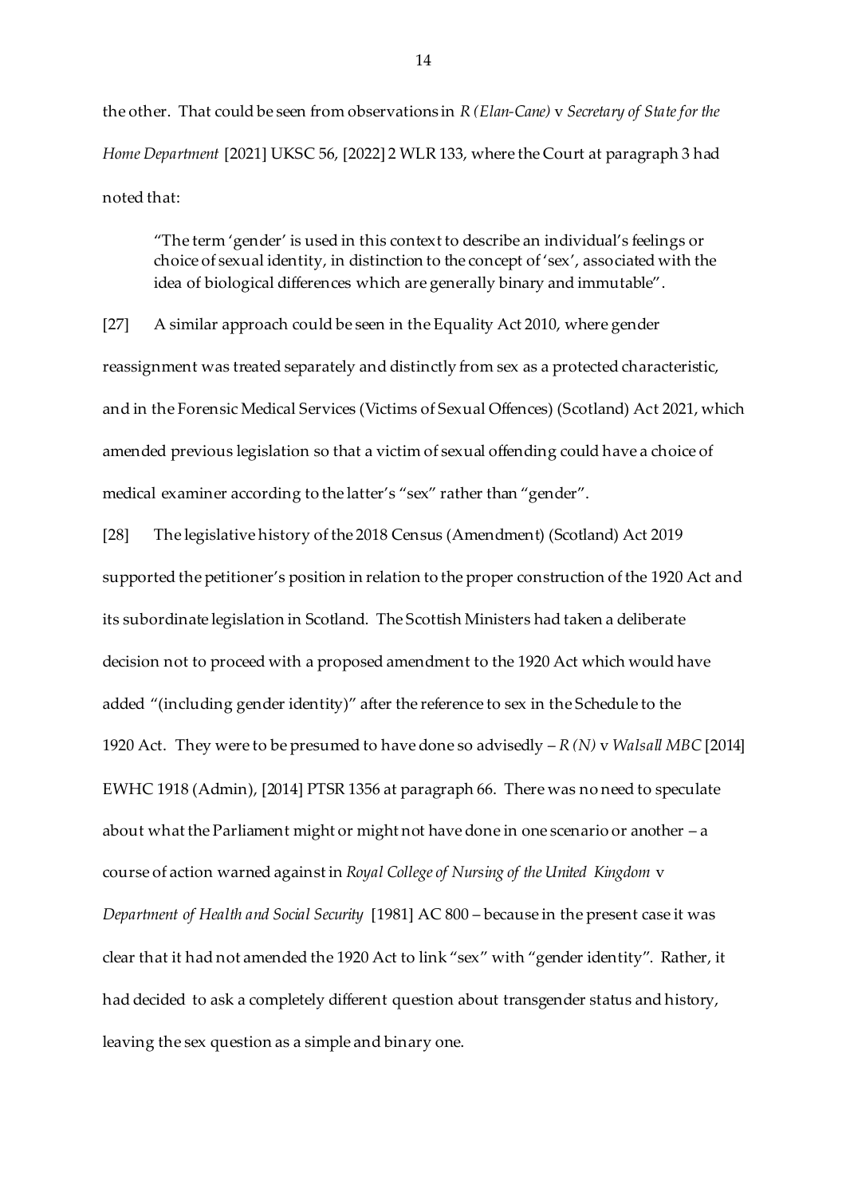the other. That could be seen from observations in *R (Elan-Cane)* v *Secretary of State for the Home Department* [2021] UKSC 56, [2022] 2 WLR 133, where the Court at paragraph 3 had noted that:

> "The term 'gender' is used in this context to describe an individual's feelings or choice of sexual identity, in distinction to the concept of 'sex', associated with the idea of biological differences which are generally binary and immutable".

[27] A similar approach could be seen in the Equality Act 2010, where gender reassignment was treated separately and distinctly from sex as a protected characteristic, and in the Forensic Medical Services (Victims of Sexual Offences) (Scotland) Act 2021, which amended previous legislation so that a victim of sexual offending could have a choice of medical examiner according to the latter's "sex" rather than "gender".

[28] The legislative history of the 2018 Census (Amendment) (Scotland) Act 2019 supported the petitioner's position in relation to the proper construction of the 1920 Act and its subordinate legislation in Scotland. The Scottish Ministers had taken a deliberate decision not to proceed with a proposed amendment to the 1920 Act which would have added "(including gender identity)" after the reference to sex in the Schedule to the 1920 Act. They were to be presumed to have done so advisedly – *R (N)* v *Walsall MBC* [2014] EWHC 1918 (Admin), [2014] PTSR 1356 at paragraph 66. There was no need to speculate about what the Parliament might or might not have done in one scenario or another – a course of action warned against in *Royal College of Nursing of the United Kingdom* v *Department of Health and Social Security* [1981] AC 800 – because in the present case it was clear that it had not amended the 1920 Act to link "sex" with "gender identity". Rather, it had decided to ask a completely different question about transgender status and history, leaving the sex question as a simple and binary one.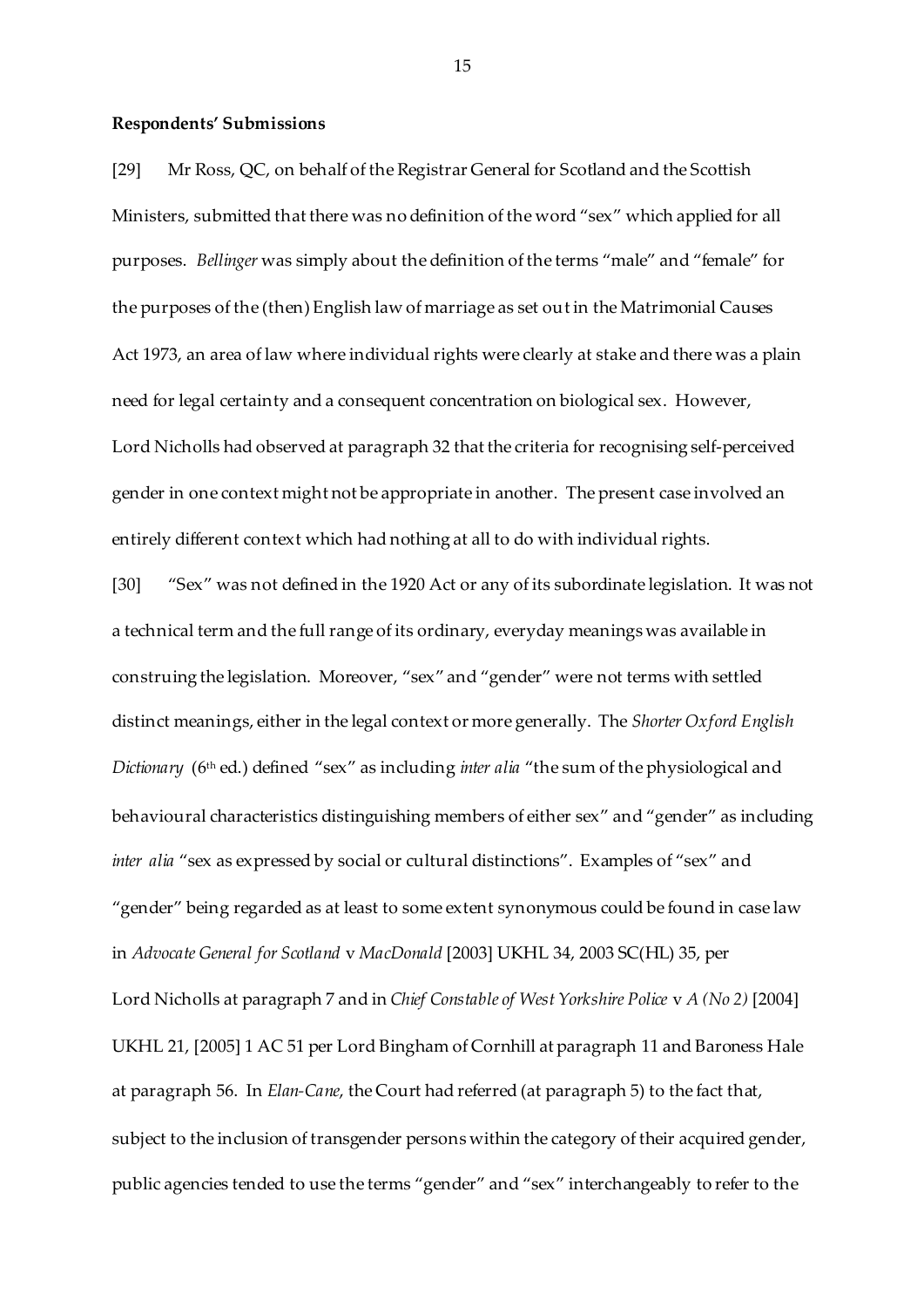**Respondents' Submissions**

[29] Mr Ross, QC, on behalf of the Registrar General for Scotland and the Scottish Ministers, submitted that there was no definition of the word "sex" which applied for all purposes. *Bellinger* was simply about the definition of the terms "male" and "female" for the purposes of the (then) English law of marriage as set out in the Matrimonial Causes Act 1973, an area of law where individual rights were clearly at stake and there was a plain need for legal certainty and a consequent concentration on biological sex. However, Lord Nicholls had observed at paragraph 32 that the criteria for recognising self-perceived gender in one context might not be appropriate in another. The present case involved an entirely different context which had nothing at all to do with individual rights.

[30] "Sex" was not defined in the 1920 Act or any of its subordinate legislation. It was not a technical term and the full range of its ordinary, everyday meanings was available in construing the legislation. Moreover, "sex" and "gender" were not terms with settled distinct meanings, either in the legal context or more generally. The *Shorter Oxford English Dictionary* (6th ed.) defined "sex" as including *inter alia* "the sum of the physiological and behavioural characteristics distinguishing members of either sex" and "gender" as including *inter alia* "sex as expressed by social or cultural distinctions". Examples of "sex" and "gender" being regarded as at least to some extent synonymous could be found in case law in *Advocate General for Scotland* v *MacDonald* [2003] UKHL 34, 2003 SC(HL) 35, per Lord Nicholls at paragraph 7 and in *Chief Constable of West Yorkshire Police* v *A (No 2)* [2004] UKHL 21, [2005] 1 AC 51 per Lord Bingham of Cornhill at paragraph 11 and Baroness Hale at paragraph 56. In *Elan-Cane*, the Court had referred (at paragraph 5) to the fact that, subject to the inclusion of transgender persons within the category of their acquired gender, public agencies tended to use the terms "gender" and "sex" interchangeably to refer to the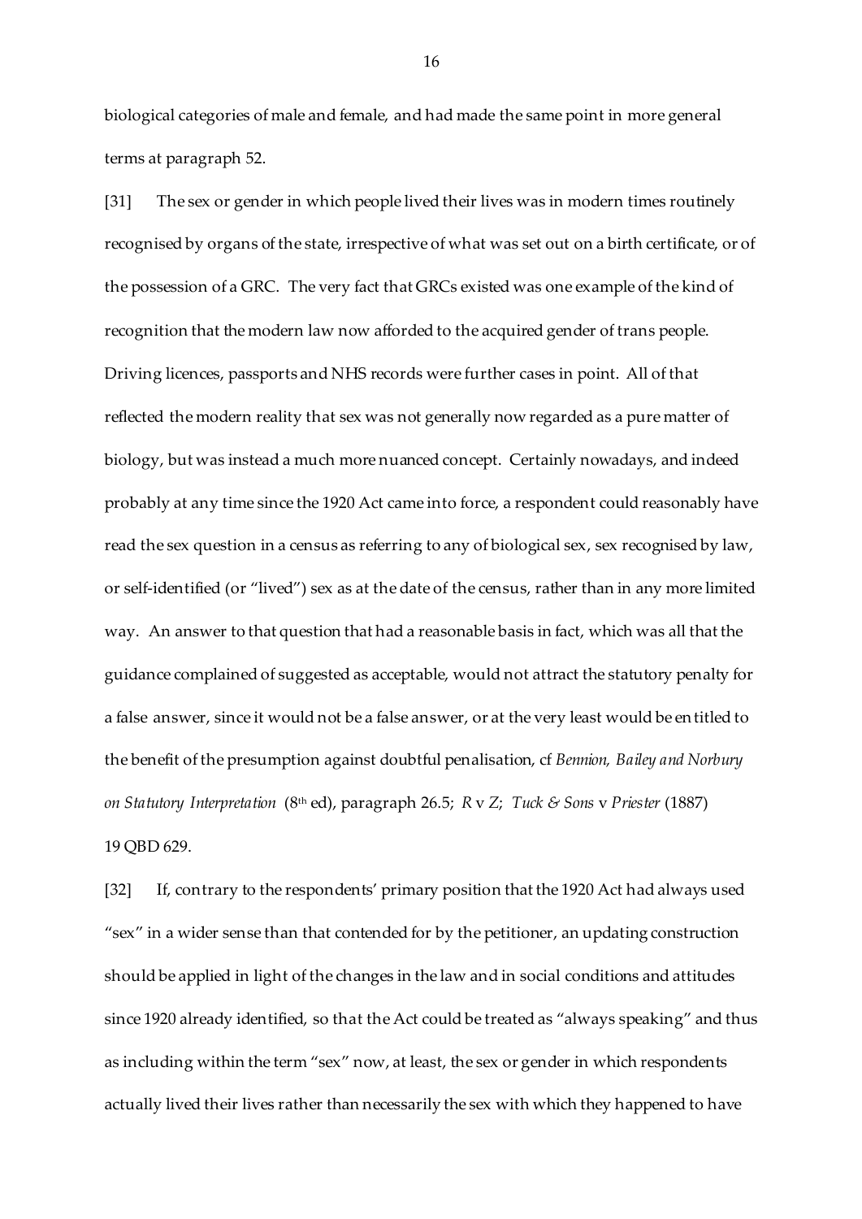biological categories of male and female, and had made the same point in more general terms at paragraph 52.

[31] The sex or gender in which people lived their lives was in modern times routinely recognised by organs of the state, irrespective of what was set out on a birth certificate, or of the possession of a GRC. The very fact that GRCs existed was one example of the kind of recognition that the modern law now afforded to the acquired gender of trans people. Driving licences, passports and NHS records were further cases in point. All of that reflected the modern reality that sex was not generally now regarded as a pure matter of biology, but was instead a much more nuanced concept. Certainly nowadays, and indeed probably at any time since the 1920 Act came into force, a respondent could reasonably have read the sex question in a census as referring to any of biological sex, sex recognised by law, or self-identified (or "lived") sex as at the date of the census, rather than in any more limited way. An answer to that question that had a reasonable basis in fact, which was all that the guidance complained of suggested as acceptable, would not attract the statutory penalty for a false answer, since it would not be a false answer, or at the very least would be entitled to the benefit of the presumption against doubtful penalisation, cf *Bennion, Bailey and Norbury on Statutory Interpretation* (8th ed), paragraph 26.5; *R* v *Z*; *Tuck & Sons* v *Priester* (1887) 19 QBD 629.

[32] If, contrary to the respondents' primary position that the 1920 Act had always used "sex" in a wider sense than that contended for by the petitioner, an updating construction should be applied in light of the changes in the law and in social conditions and attitudes since 1920 already identified, so that the Act could be treated as "always speaking" and thus as including within the term "sex" now, at least, the sex or gender in which respondents actually lived their lives rather than necessarily the sex with which they happened to have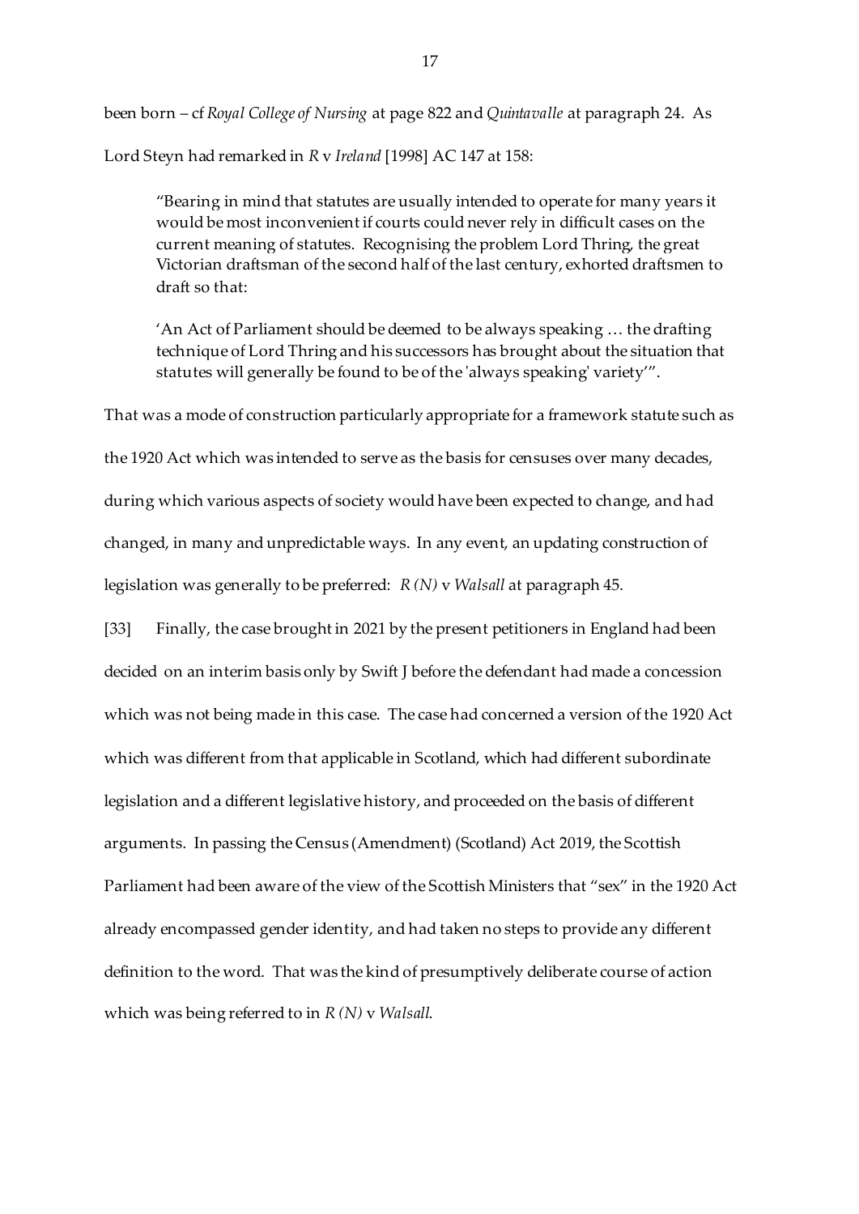been born – cf *Royal College of Nursing* at page 822 and *Quintavalle* at paragraph 24. As Lord Steyn had remarked in *R* v *Ireland* [1998] AC 147 at 158:

> "Bearing in mind that statutes are usually intended to operate for many years it would be most inconvenient if courts could never rely in difficult cases on the current meaning of statutes. Recognising the problem Lord Thring, the great Victorian draftsman of the second half of the last century, exhorted draftsmen to draft so that:
>
> 'An Act of Parliament should be deemed to be always speaking … the drafting technique of Lord Thring and his successors has brought about the situation that statutes will generally be found to be of the 'always speaking' variety'".

That was a mode of construction particularly appropriate for a framework statute such as the 1920 Act which was intended to serve as the basis for censuses over many decades, during which various aspects of society would have been expected to change, and had changed, in many and unpredictable ways. In any event, an updating construction of legislation was generally to be preferred: *R (N)* v *Walsall* at paragraph 45.

[33] Finally, the case brought in 2021 by the present petitioners in England had been decided on an interim basis only by Swift J before the defendant had made a concession which was not being made in this case. The case had concerned a version of the 1920 Act which was different from that applicable in Scotland, which had different subordinate legislation and a different legislative history, and proceeded on the basis of different arguments. In passing the Census (Amendment) (Scotland) Act 2019, the Scottish Parliament had been aware of the view of the Scottish Ministers that "sex" in the 1920 Act already encompassed gender identity, and had taken no steps to provide any different definition to the word. That was the kind of presumptively deliberate course of action which was being referred to in *R (N)* v *Walsall*.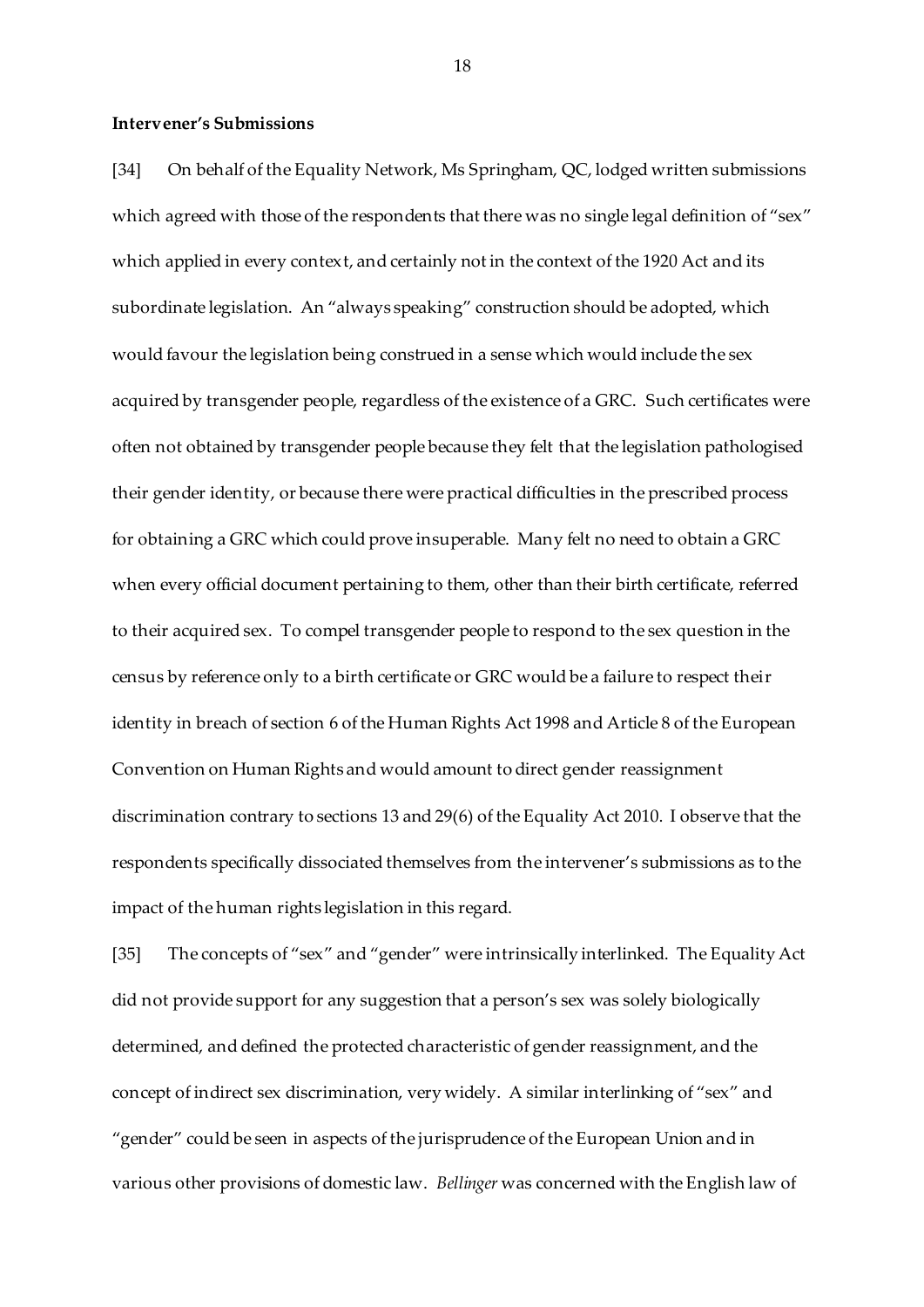**Intervener's Submissions**

[34] On behalf of the Equality Network, Ms Springham, QC, lodged written submissions which agreed with those of the respondents that there was no single legal definition of "sex" which applied in every context, and certainly not in the context of the 1920 Act and its subordinate legislation. An "always speaking" construction should be adopted, which would favour the legislation being construed in a sense which would include the sex acquired by transgender people, regardless of the existence of a GRC. Such certificates were often not obtained by transgender people because they felt that the legislation pathologised their gender identity, or because there were practical difficulties in the prescribed process for obtaining a GRC which could prove insuperable. Many felt no need to obtain a GRC when every official document pertaining to them, other than their birth certificate, referred to their acquired sex. To compel transgender people to respond to the sex question in the census by reference only to a birth certificate or GRC would be a failure to respect their identity in breach of section 6 of the Human Rights Act 1998 and Article 8 of the European Convention on Human Rights and would amount to direct gender reassignment discrimination contrary to sections 13 and 29(6) of the Equality Act 2010. I observe that the respondents specifically dissociated themselves from the intervener's submissions as to the impact of the human rights legislation in this regard.

[35] The concepts of "sex" and "gender" were intrinsically interlinked. The Equality Act did not provide support for any suggestion that a person's sex was solely biologically determined, and defined the protected characteristic of gender reassignment, and the concept of indirect sex discrimination, very widely. A similar interlinking of "sex" and "gender" could be seen in aspects of the jurisprudence of the European Union and in various other provisions of domestic law. *Bellinger* was concerned with the English law of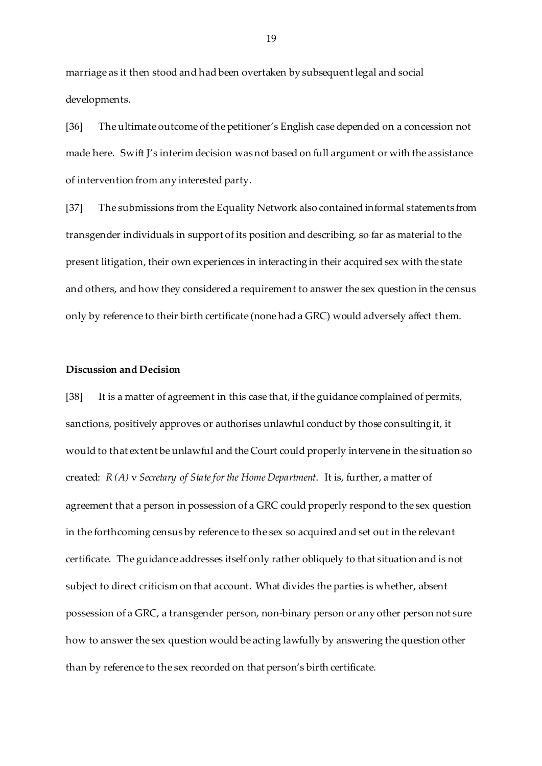marriage as it then stood and had been overtaken by subsequent legal and social developments.

[36] The ultimate outcome of the petitioner's English case depended on a concession not made here. Swift J's interim decision was not based on full argument or with the assistance of intervention from any interested party.

[37] The submissions from the Equality Network also contained informal statements from transgender individuals in support of its position and describing, so far as material to the present litigation, their own experiences in interacting in their acquired sex with the state and others, and how they considered a requirement to answer the sex question in the census only by reference to their birth certificate (none had a GRC) would adversely affect them.

**Discussion and Decision**

[38] It is a matter of agreement in this case that, if the guidance complained of permits, sanctions, positively approves or authorises unlawful conduct by those consulting it, it would to that extent be unlawful and the Court could properly intervene in the situation so created: *R (A)* v *Secretary of State for the Home Department*. It is, further, a matter of agreement that a person in possession of a GRC could properly respond to the sex question in the forthcoming census by reference to the sex so acquired and set out in the relevant certificate. The guidance addresses itself only rather obliquely to that situation and is not subject to direct criticism on that account. What divides the parties is whether, absent possession of a GRC, a transgender person, non-binary person or any other person not sure how to answer the sex question would be acting lawfully by answering the question other than by reference to the sex recorded on that person's birth certificate.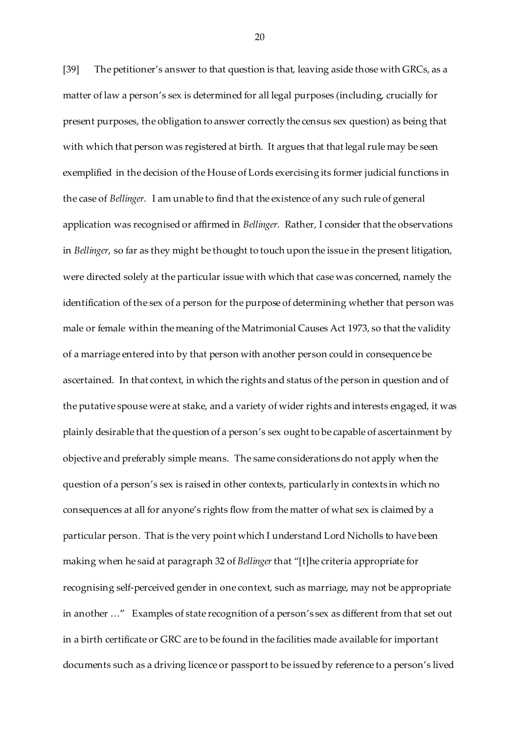[39] The petitioner's answer to that question is that, leaving aside those with GRCs, as a matter of law a person's sex is determined for all legal purposes (including, crucially for present purposes, the obligation to answer correctly the census sex question) as being that with which that person was registered at birth. It argues that that legal rule may be seen exemplified in the decision of the House of Lords exercising its former judicial functions in the case of *Bellinger*. I am unable to find that the existence of any such rule of general application was recognised or affirmed in *Bellinger*. Rather, I consider that the observations in *Bellinger*, so far as they might be thought to touch upon the issue in the present litigation, were directed solely at the particular issue with which that case was concerned, namely the identification of the sex of a person for the purpose of determining whether that person was male or female within the meaning of the Matrimonial Causes Act 1973, so that the validity of a marriage entered into by that person with another person could in consequence be ascertained. In that context, in which the rights and status of the person in question and of the putative spouse were at stake, and a variety of wider rights and interests engaged, it was plainly desirable that the question of a person's sex ought to be capable of ascertainment by objective and preferably simple means. The same considerations do not apply when the question of a person's sex is raised in other contexts, particularly in contexts in which no consequences at all for anyone's rights flow from the matter of what sex is claimed by a particular person. That is the very point which I understand Lord Nicholls to have been making when he said at paragraph 32 of *Bellinger* that "[t]he criteria appropriate for recognising self-perceived gender in one context, such as marriage, may not be appropriate in another …" Examples of state recognition of a person's sex as different from that set out in a birth certificate or GRC are to be found in the facilities made available for important documents such as a driving licence or passport to be issued by reference to a person's lived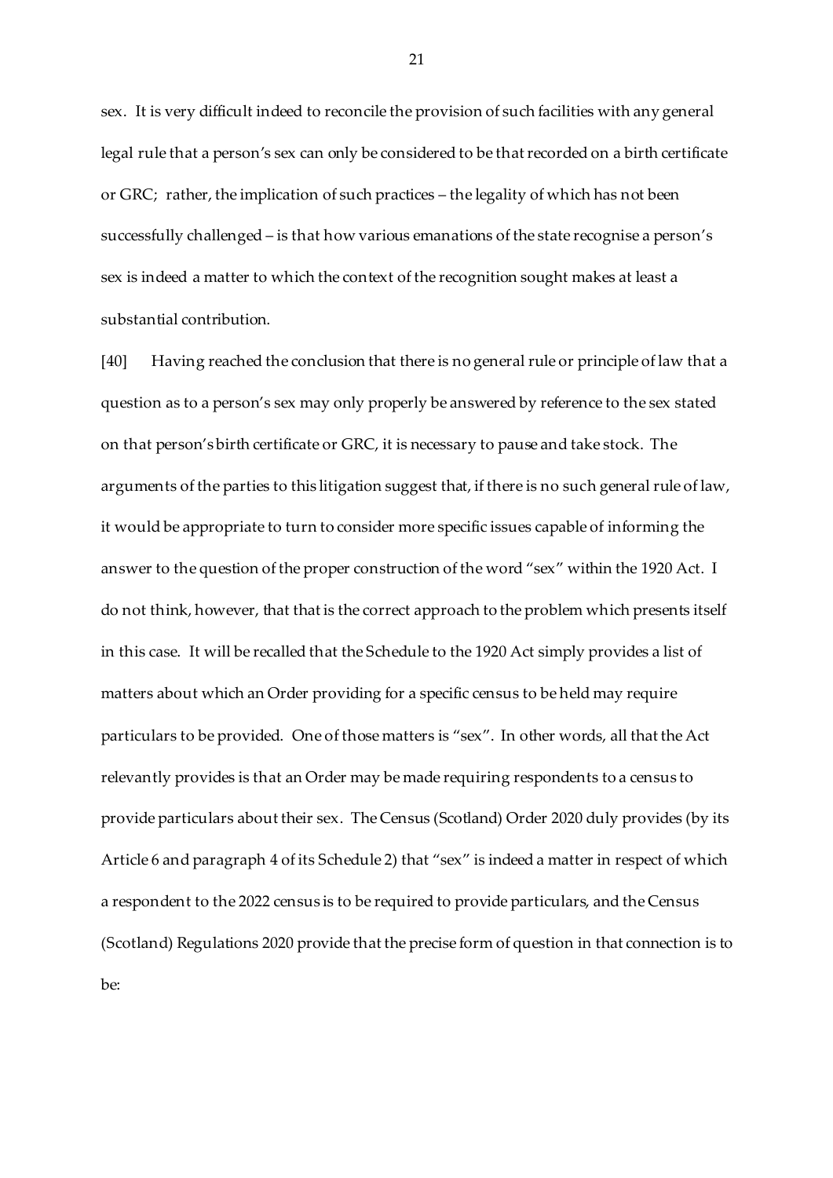sex. It is very difficult indeed to reconcile the provision of such facilities with any general legal rule that a person's sex can only be considered to be that recorded on a birth certificate or GRC; rather, the implication of such practices – the legality of which has not been successfully challenged – is that how various emanations of the state recognise a person's sex is indeed a matter to which the context of the recognition sought makes at least a substantial contribution.

[40] Having reached the conclusion that there is no general rule or principle of law that a question as to a person's sex may only properly be answered by reference to the sex stated on that person's birth certificate or GRC, it is necessary to pause and take stock. The arguments of the parties to this litigation suggest that, if there is no such general rule of law, it would be appropriate to turn to consider more specific issues capable of informing the answer to the question of the proper construction of the word "sex" within the 1920 Act. I do not think, however, that that is the correct approach to the problem which presents itself in this case. It will be recalled that the Schedule to the 1920 Act simply provides a list of matters about which an Order providing for a specific census to be held may require particulars to be provided. One of those matters is "sex". In other words, all that the Act relevantly provides is that an Order may be made requiring respondents to a census to provide particulars about their sex. The Census (Scotland) Order 2020 duly provides (by its Article 6 and paragraph 4 of its Schedule 2) that "sex" is indeed a matter in respect of which a respondent to the 2022 census is to be required to provide particulars, and the Census (Scotland) Regulations 2020 provide that the precise form of question in that connection is to be: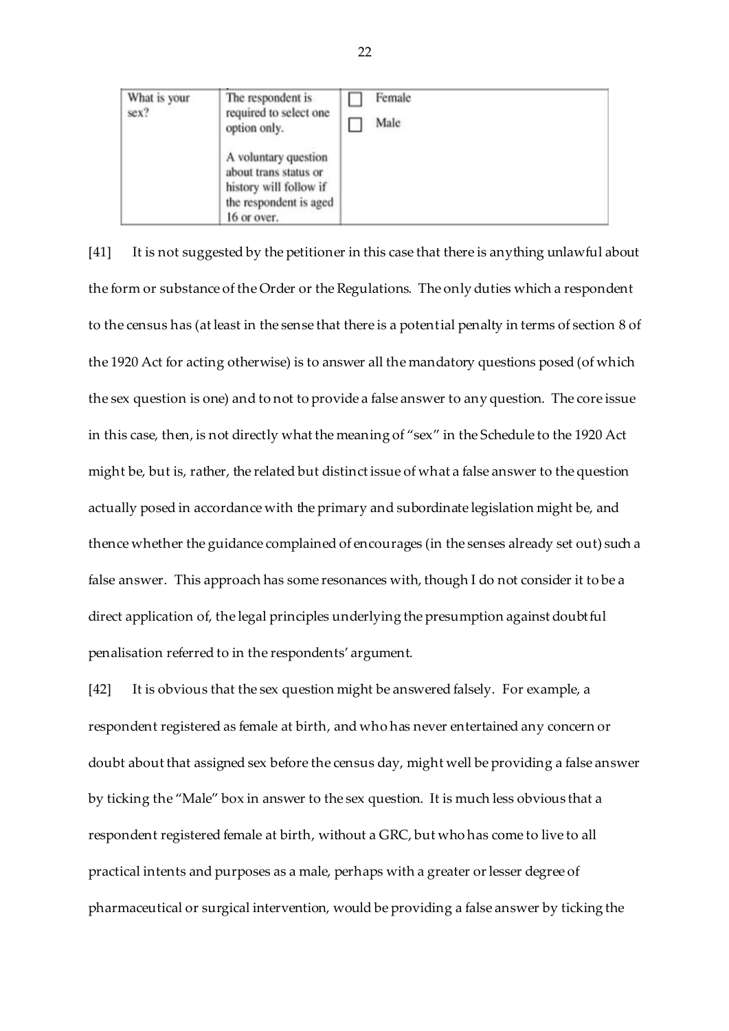| What is your sex? | The respondent is required to select one option only.<br><br>A voluntary question about trans status or history will follow if the respondent is aged 16 or over. | ☐ Female<br>☐ Male |
|---|---|---|

[41] It is not suggested by the petitioner in this case that there is anything unlawful about the form or substance of the Order or the Regulations. The only duties which a respondent to the census has (at least in the sense that there is a potential penalty in terms of section 8 of the 1920 Act for acting otherwise) is to answer all the mandatory questions posed (of which the sex question is one) and to not to provide a false answer to any question. The core issue in this case, then, is not directly what the meaning of "sex" in the Schedule to the 1920 Act might be, but is, rather, the related but distinct issue of what a false answer to the question actually posed in accordance with the primary and subordinate legislation might be, and thence whether the guidance complained of encourages (in the senses already set out) such a false answer. This approach has some resonances with, though I do not consider it to be a direct application of, the legal principles underlying the presumption against doubtful penalisation referred to in the respondents' argument.

[42] It is obvious that the sex question might be answered falsely. For example, a respondent registered as female at birth, and who has never entertained any concern or doubt about that assigned sex before the census day, might well be providing a false answer by ticking the "Male" box in answer to the sex question. It is much less obvious that a respondent registered female at birth, without a GRC, but who has come to live to all practical intents and purposes as a male, perhaps with a greater or lesser degree of pharmaceutical or surgical intervention, would be providing a false answer by ticking the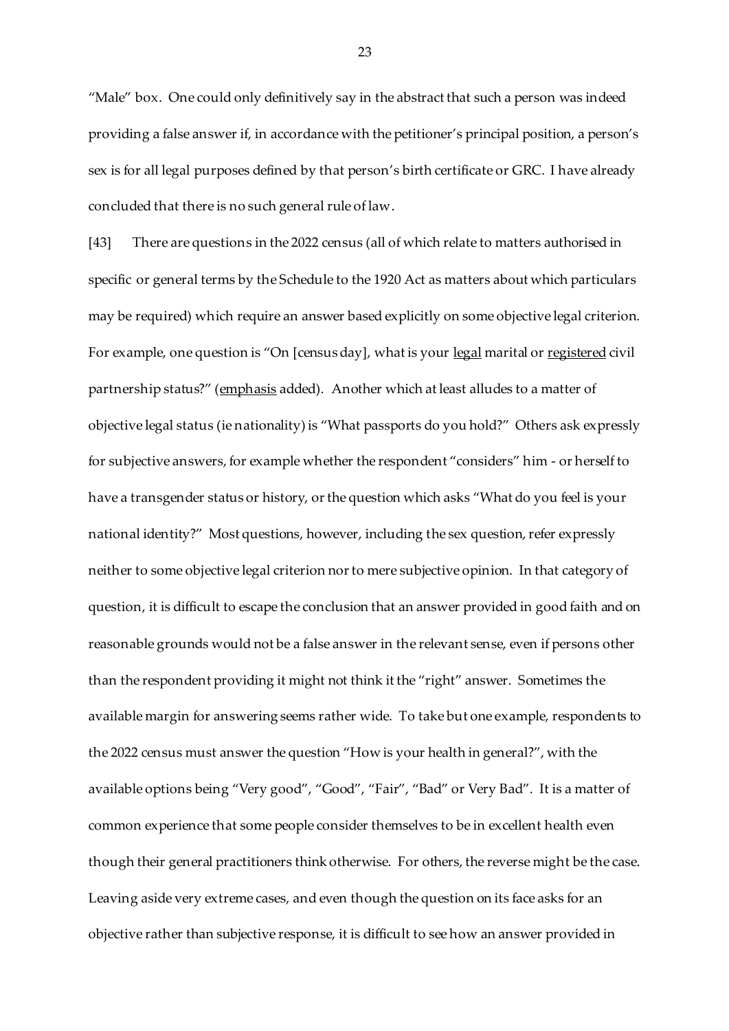"Male" box. One could only definitively say in the abstract that such a person was indeed providing a false answer if, in accordance with the petitioner's principal position, a person's sex is for all legal purposes defined by that person's birth certificate or GRC. I have already concluded that there is no such general rule of law.

[43] There are questions in the 2022 census (all of which relate to matters authorised in specific or general terms by the Schedule to the 1920 Act as matters about which particulars may be required) which require an answer based explicitly on some objective legal criterion. For example, one question is "On [census day], what is your <u>legal</u> marital or <u>registered</u> civil partnership status?" (<u>emphasis</u> added). Another which at least alludes to a matter of objective legal status (ie nationality) is "What passports do you hold?" Others ask expressly for subjective answers, for example whether the respondent "considers" him - or herself to have a transgender status or history, or the question which asks "What do you feel is your national identity?" Most questions, however, including the sex question, refer expressly neither to some objective legal criterion nor to mere subjective opinion. In that category of question, it is difficult to escape the conclusion that an answer provided in good faith and on reasonable grounds would not be a false answer in the relevant sense, even if persons other than the respondent providing it might not think it the "right" answer. Sometimes the available margin for answering seems rather wide. To take but one example, respondents to the 2022 census must answer the question "How is your health in general?", with the available options being "Very good", "Good", "Fair", "Bad" or Very Bad". It is a matter of common experience that some people consider themselves to be in excellent health even though their general practitioners think otherwise. For others, the reverse might be the case. Leaving aside very extreme cases, and even though the question on its face asks for an objective rather than subjective response, it is difficult to see how an answer provided in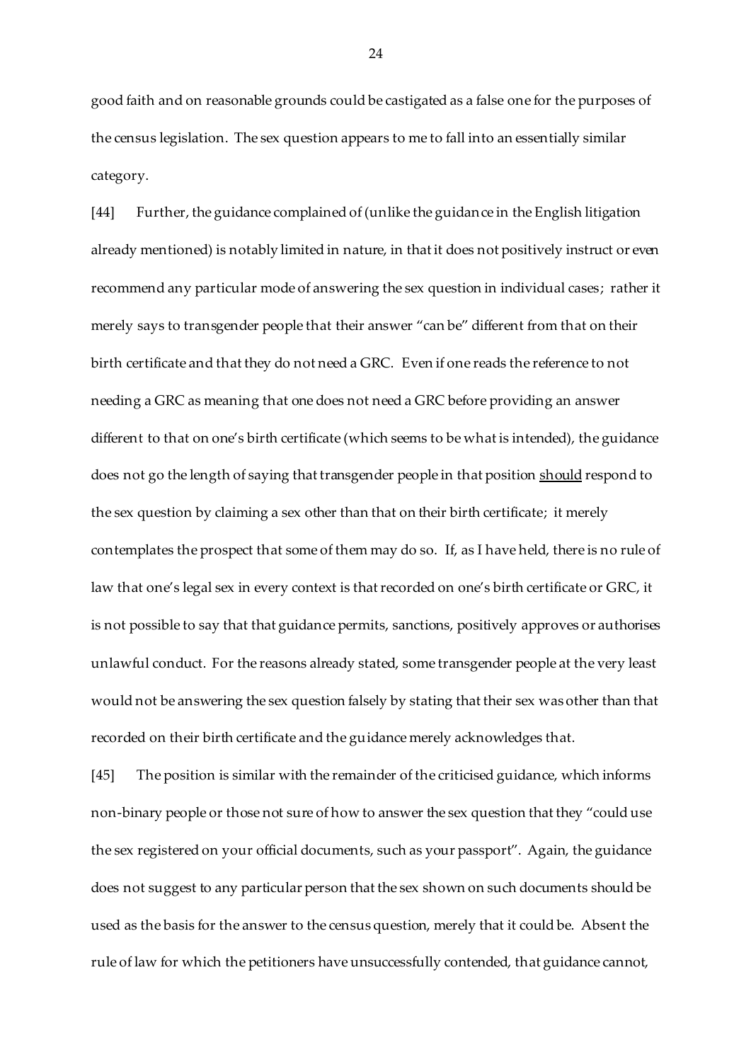good faith and on reasonable grounds could be castigated as a false one for the purposes of the census legislation. The sex question appears to me to fall into an essentially similar category.

[44] Further, the guidance complained of (unlike the guidance in the English litigation already mentioned) is notably limited in nature, in that it does not positively instruct or even recommend any particular mode of answering the sex question in individual cases; rather it merely says to transgender people that their answer "can be" different from that on their birth certificate and that they do not need a GRC. Even if one reads the reference to not needing a GRC as meaning that one does not need a GRC before providing an answer different to that on one's birth certificate (which seems to be what is intended), the guidance does not go the length of saying that transgender people in that position <u>should</u> respond to the sex question by claiming a sex other than that on their birth certificate; it merely contemplates the prospect that some of them may do so. If, as I have held, there is no rule of law that one's legal sex in every context is that recorded on one's birth certificate or GRC, it is not possible to say that that guidance permits, sanctions, positively approves or authorises unlawful conduct. For the reasons already stated, some transgender people at the very least would not be answering the sex question falsely by stating that their sex was other than that recorded on their birth certificate and the guidance merely acknowledges that.

[45] The position is similar with the remainder of the criticised guidance, which informs non-binary people or those not sure of how to answer the sex question that they "could use the sex registered on your official documents, such as your passport". Again, the guidance does not suggest to any particular person that the sex shown on such documents should be used as the basis for the answer to the census question, merely that it could be. Absent the rule of law for which the petitioners have unsuccessfully contended, that guidance cannot,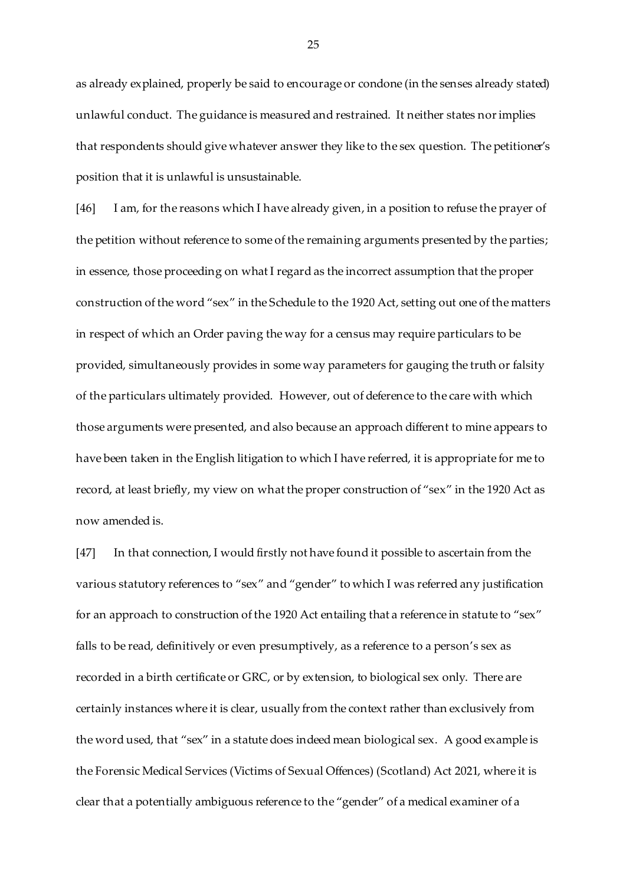as already explained, properly be said to encourage or condone (in the senses already stated) unlawful conduct. The guidance is measured and restrained. It neither states nor implies that respondents should give whatever answer they like to the sex question. The petitioner's position that it is unlawful is unsustainable.

[46] I am, for the reasons which I have already given, in a position to refuse the prayer of the petition without reference to some of the remaining arguments presented by the parties; in essence, those proceeding on what I regard as the incorrect assumption that the proper construction of the word "sex" in the Schedule to the 1920 Act, setting out one of the matters in respect of which an Order paving the way for a census may require particulars to be provided, simultaneously provides in some way parameters for gauging the truth or falsity of the particulars ultimately provided. However, out of deference to the care with which those arguments were presented, and also because an approach different to mine appears to have been taken in the English litigation to which I have referred, it is appropriate for me to record, at least briefly, my view on what the proper construction of "sex" in the 1920 Act as now amended is.

[47] In that connection, I would firstly not have found it possible to ascertain from the various statutory references to "sex" and "gender" to which I was referred any justification for an approach to construction of the 1920 Act entailing that a reference in statute to "sex" falls to be read, definitively or even presumptively, as a reference to a person's sex as recorded in a birth certificate or GRC, or by extension, to biological sex only. There are certainly instances where it is clear, usually from the context rather than exclusively from the word used, that "sex" in a statute does indeed mean biological sex. A good example is the Forensic Medical Services (Victims of Sexual Offences) (Scotland) Act 2021, where it is clear that a potentially ambiguous reference to the "gender" of a medical examiner of a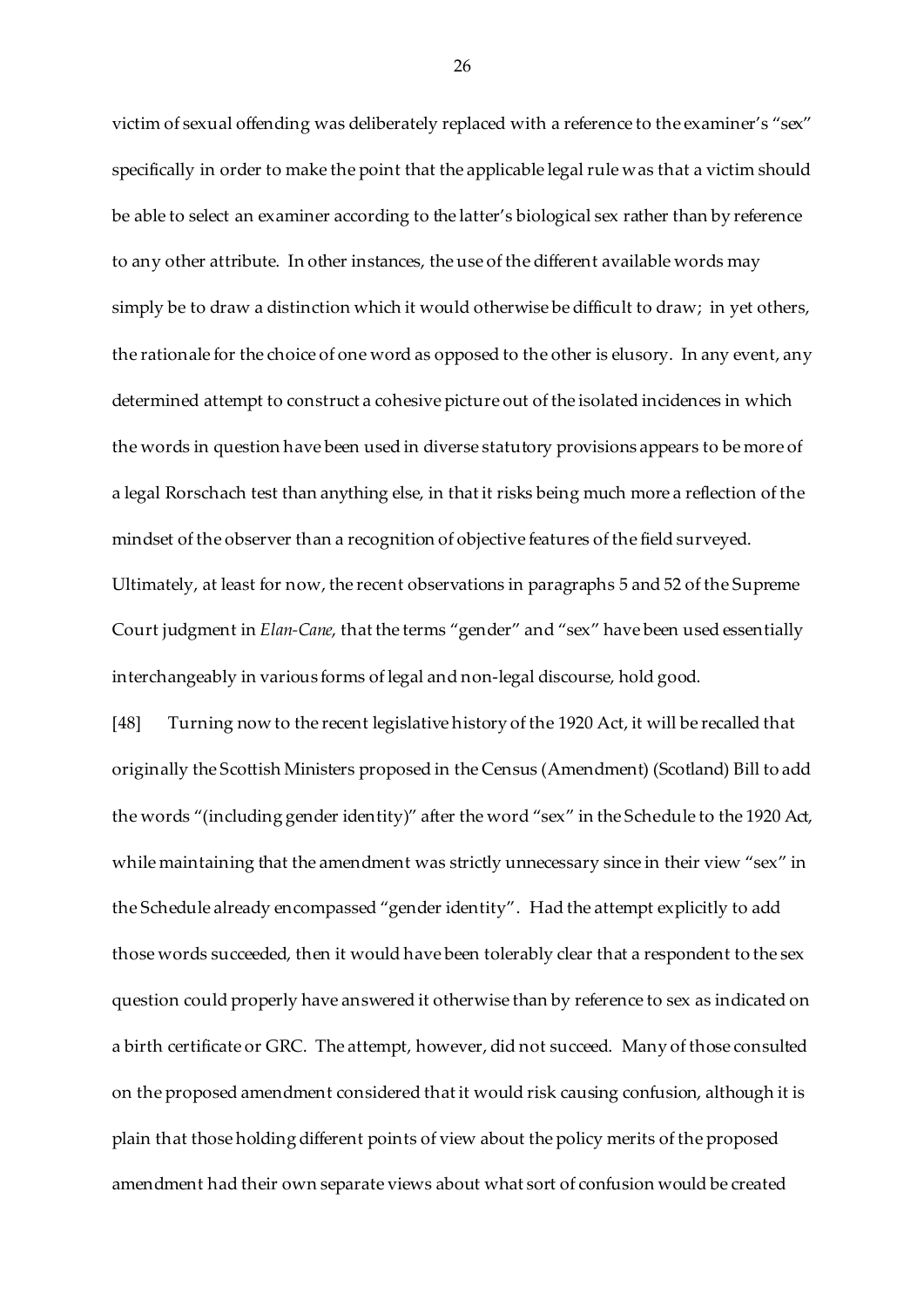victim of sexual offending was deliberately replaced with a reference to the examiner's "sex" specifically in order to make the point that the applicable legal rule was that a victim should be able to select an examiner according to the latter's biological sex rather than by reference to any other attribute. In other instances, the use of the different available words may simply be to draw a distinction which it would otherwise be difficult to draw; in yet others, the rationale for the choice of one word as opposed to the other is elusory. In any event, any determined attempt to construct a cohesive picture out of the isolated incidences in which the words in question have been used in diverse statutory provisions appears to be more of a legal Rorschach test than anything else, in that it risks being much more a reflection of the mindset of the observer than a recognition of objective features of the field surveyed. Ultimately, at least for now, the recent observations in paragraphs 5 and 52 of the Supreme Court judgment in *Elan-Cane*, that the terms "gender" and "sex" have been used essentially interchangeably in various forms of legal and non-legal discourse, hold good.

[48] Turning now to the recent legislative history of the 1920 Act, it will be recalled that originally the Scottish Ministers proposed in the Census (Amendment) (Scotland) Bill to add the words "(including gender identity)" after the word "sex" in the Schedule to the 1920 Act, while maintaining that the amendment was strictly unnecessary since in their view "sex" in the Schedule already encompassed "gender identity". Had the attempt explicitly to add those words succeeded, then it would have been tolerably clear that a respondent to the sex question could properly have answered it otherwise than by reference to sex as indicated on a birth certificate or GRC. The attempt, however, did not succeed. Many of those consulted on the proposed amendment considered that it would risk causing confusion, although it is plain that those holding different points of view about the policy merits of the proposed amendment had their own separate views about what sort of confusion would be created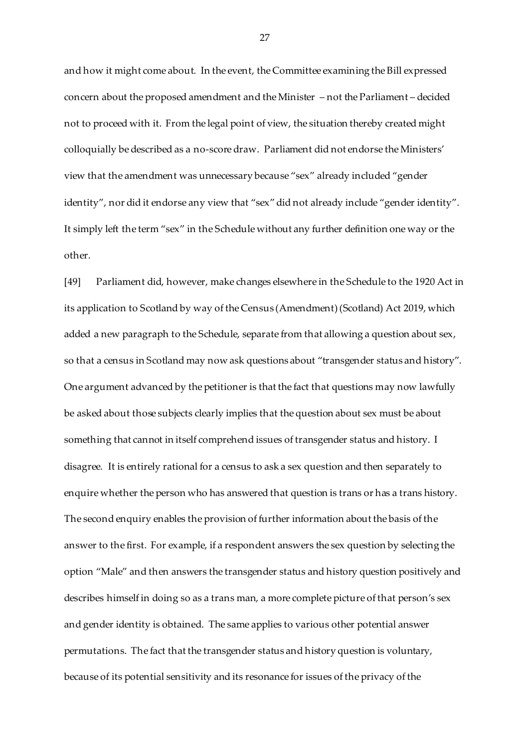and how it might come about. In the event, the Committee examining the Bill expressed concern about the proposed amendment and the Minister – not the Parliament – decided not to proceed with it. From the legal point of view, the situation thereby created might colloquially be described as a no-score draw. Parliament did not endorse the Ministers' view that the amendment was unnecessary because "sex" already included "gender identity", nor did it endorse any view that "sex" did not already include "gender identity". It simply left the term "sex" in the Schedule without any further definition one way or the other.

[49] Parliament did, however, make changes elsewhere in the Schedule to the 1920 Act in its application to Scotland by way of the Census (Amendment) (Scotland) Act 2019, which added a new paragraph to the Schedule, separate from that allowing a question about sex, so that a census in Scotland may now ask questions about "transgender status and history". One argument advanced by the petitioner is that the fact that questions may now lawfully be asked about those subjects clearly implies that the question about sex must be about something that cannot in itself comprehend issues of transgender status and history. I disagree. It is entirely rational for a census to ask a sex question and then separately to enquire whether the person who has answered that question is trans or has a trans history. The second enquiry enables the provision of further information about the basis of the answer to the first. For example, if a respondent answers the sex question by selecting the option "Male" and then answers the transgender status and history question positively and describes himself in doing so as a trans man, a more complete picture of that person's sex and gender identity is obtained. The same applies to various other potential answer permutations. The fact that the transgender status and history question is voluntary, because of its potential sensitivity and its resonance for issues of the privacy of the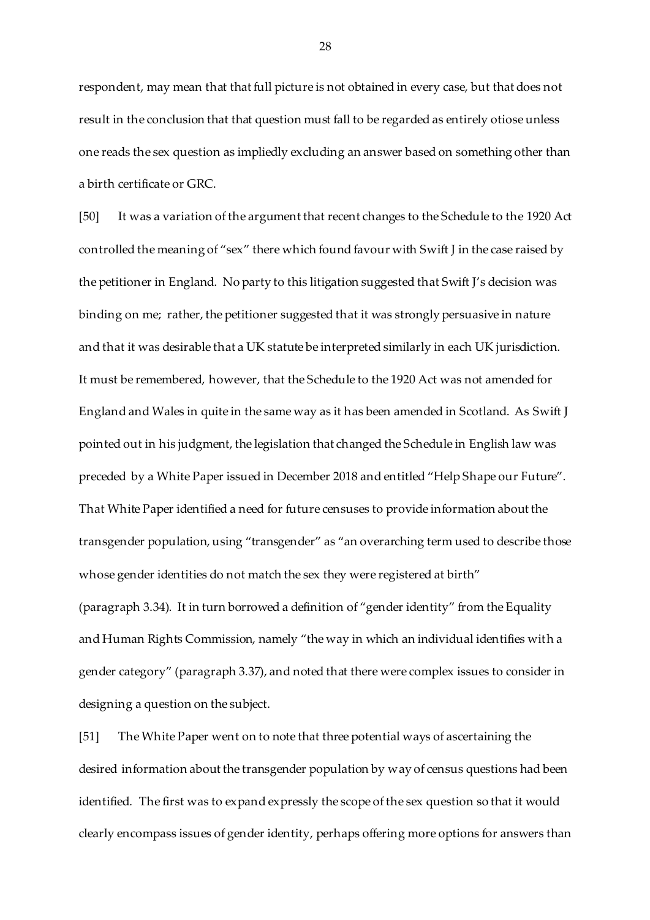respondent, may mean that that full picture is not obtained in every case, but that does not result in the conclusion that that question must fall to be regarded as entirely otiose unless one reads the sex question as impliedly excluding an answer based on something other than a birth certificate or GRC.

[50] It was a variation of the argument that recent changes to the Schedule to the 1920 Act controlled the meaning of "sex" there which found favour with Swift J in the case raised by the petitioner in England. No party to this litigation suggested that Swift J's decision was binding on me; rather, the petitioner suggested that it was strongly persuasive in nature and that it was desirable that a UK statute be interpreted similarly in each UK jurisdiction. It must be remembered, however, that the Schedule to the 1920 Act was not amended for England and Wales in quite in the same way as it has been amended in Scotland. As Swift J pointed out in his judgment, the legislation that changed the Schedule in English law was preceded by a White Paper issued in December 2018 and entitled "Help Shape our Future". That White Paper identified a need for future censuses to provide information about the transgender population, using "transgender" as "an overarching term used to describe those whose gender identities do not match the sex they were registered at birth" (paragraph 3.34). It in turn borrowed a definition of "gender identity" from the Equality and Human Rights Commission, namely "the way in which an individual identifies with a gender category" (paragraph 3.37), and noted that there were complex issues to consider in designing a question on the subject.

[51] The White Paper went on to note that three potential ways of ascertaining the desired information about the transgender population by way of census questions had been identified. The first was to expand expressly the scope of the sex question so that it would clearly encompass issues of gender identity, perhaps offering more options for answers than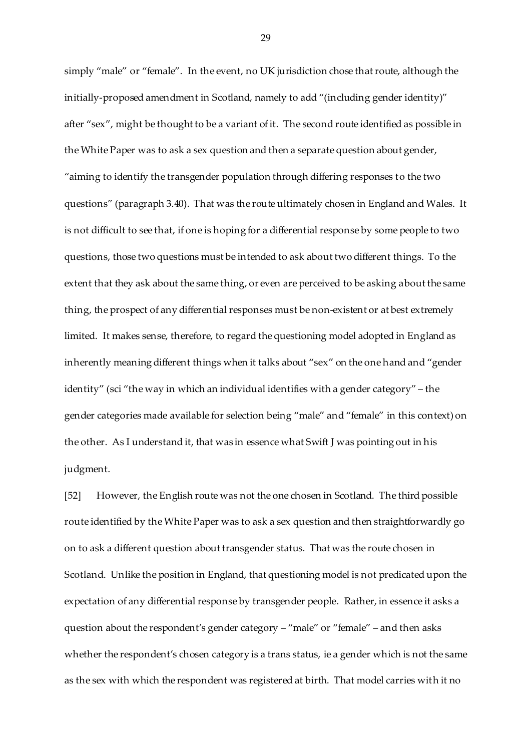simply "male" or "female". In the event, no UK jurisdiction chose that route, although the initially-proposed amendment in Scotland, namely to add "(including gender identity)" after "sex", might be thought to be a variant of it. The second route identified as possible in the White Paper was to ask a sex question and then a separate question about gender, "aiming to identify the transgender population through differing responses to the two questions" (paragraph 3.40). That was the route ultimately chosen in England and Wales. It is not difficult to see that, if one is hoping for a differential response by some people to two questions, those two questions must be intended to ask about two different things. To the extent that they ask about the same thing, or even are perceived to be asking about the same thing, the prospect of any differential responses must be non-existent or at best extremely limited. It makes sense, therefore, to regard the questioning model adopted in England as inherently meaning different things when it talks about "sex" on the one hand and "gender identity" (sci "the way in which an individual identifies with a gender category" – the gender categories made available for selection being "male" and "female" in this context) on the other. As I understand it, that was in essence what Swift J was pointing out in his judgment.

[52] However, the English route was not the one chosen in Scotland. The third possible route identified by the White Paper was to ask a sex question and then straightforwardly go on to ask a different question about transgender status. That was the route chosen in Scotland. Unlike the position in England, that questioning model is not predicated upon the expectation of any differential response by transgender people. Rather, in essence it asks a question about the respondent's gender category – "male" or "female" – and then asks whether the respondent's chosen category is a trans status, ie a gender which is not the same as the sex with which the respondent was registered at birth. That model carries with it no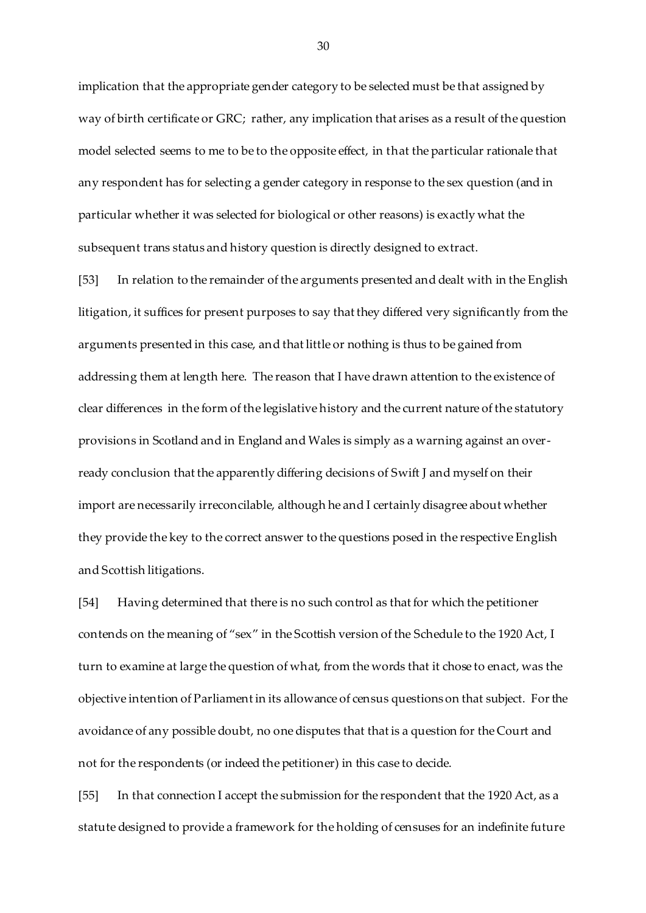implication that the appropriate gender category to be selected must be that assigned by way of birth certificate or GRC; rather, any implication that arises as a result of the question model selected seems to me to be to the opposite effect, in that the particular rationale that any respondent has for selecting a gender category in response to the sex question (and in particular whether it was selected for biological or other reasons) is exactly what the subsequent trans status and history question is directly designed to extract.

[53] In relation to the remainder of the arguments presented and dealt with in the English litigation, it suffices for present purposes to say that they differed very significantly from the arguments presented in this case, and that little or nothing is thus to be gained from addressing them at length here. The reason that I have drawn attention to the existence of clear differences in the form of the legislative history and the current nature of the statutory provisions in Scotland and in England and Wales is simply as a warning against an over-ready conclusion that the apparently differing decisions of Swift J and myself on their import are necessarily irreconcilable, although he and I certainly disagree about whether they provide the key to the correct answer to the questions posed in the respective English and Scottish litigations.

[54] Having determined that there is no such control as that for which the petitioner contends on the meaning of "sex" in the Scottish version of the Schedule to the 1920 Act, I turn to examine at large the question of what, from the words that it chose to enact, was the objective intention of Parliament in its allowance of census questions on that subject. For the avoidance of any possible doubt, no one disputes that that is a question for the Court and not for the respondents (or indeed the petitioner) in this case to decide.

[55] In that connection I accept the submission for the respondent that the 1920 Act, as a statute designed to provide a framework for the holding of censuses for an indefinite future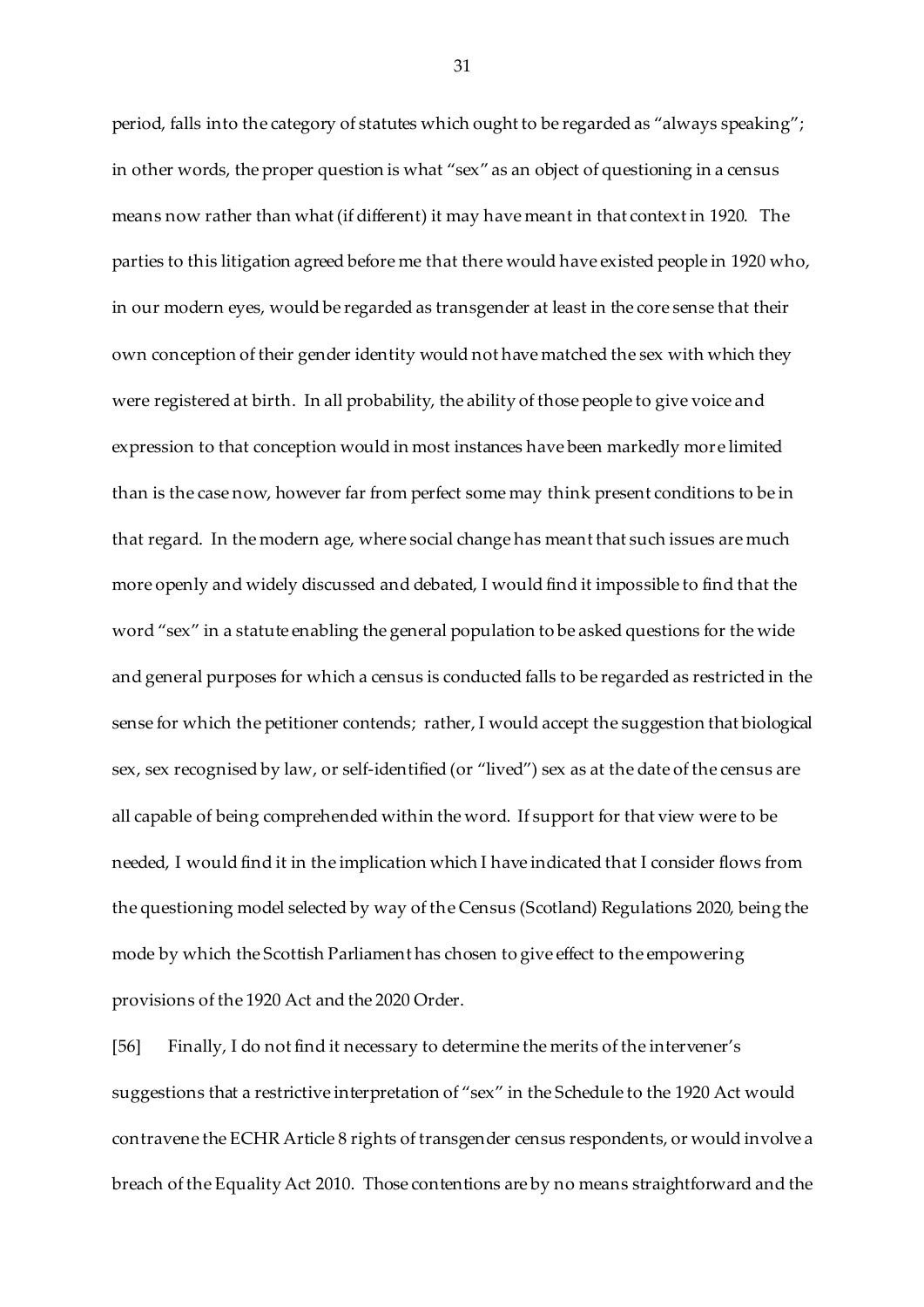period, falls into the category of statutes which ought to be regarded as "always speaking"; in other words, the proper question is what "sex" as an object of questioning in a census means now rather than what (if different) it may have meant in that context in 1920. The parties to this litigation agreed before me that there would have existed people in 1920 who, in our modern eyes, would be regarded as transgender at least in the core sense that their own conception of their gender identity would not have matched the sex with which they were registered at birth. In all probability, the ability of those people to give voice and expression to that conception would in most instances have been markedly more limited than is the case now, however far from perfect some may think present conditions to be in that regard. In the modern age, where social change has meant that such issues are much more openly and widely discussed and debated, I would find it impossible to find that the word "sex" in a statute enabling the general population to be asked questions for the wide and general purposes for which a census is conducted falls to be regarded as restricted in the sense for which the petitioner contends; rather, I would accept the suggestion that biological sex, sex recognised by law, or self-identified (or "lived") sex as at the date of the census are all capable of being comprehended within the word. If support for that view were to be needed, I would find it in the implication which I have indicated that I consider flows from the questioning model selected by way of the Census (Scotland) Regulations 2020, being the mode by which the Scottish Parliament has chosen to give effect to the empowering provisions of the 1920 Act and the 2020 Order.

[56] Finally, I do not find it necessary to determine the merits of the intervener's suggestions that a restrictive interpretation of "sex" in the Schedule to the 1920 Act would contravene the ECHR Article 8 rights of transgender census respondents, or would involve a breach of the Equality Act 2010. Those contentions are by no means straightforward and the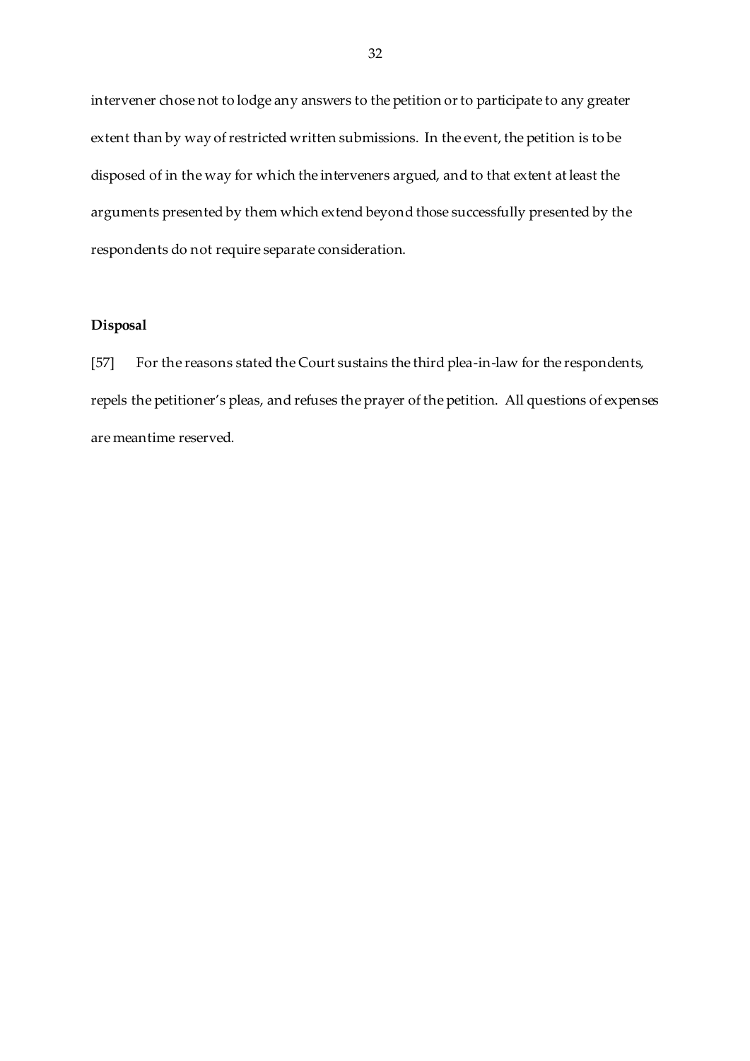intervener chose not to lodge any answers to the petition or to participate to any greater extent than by way of restricted written submissions. In the event, the petition is to be disposed of in the way for which the interveners argued, and to that extent at least the arguments presented by them which extend beyond those successfully presented by the respondents do not require separate consideration.

**Disposal**

[57] For the reasons stated the Court sustains the third plea-in-law for the respondents, repels the petitioner's pleas, and refuses the prayer of the petition. All questions of expenses are meantime reserved.